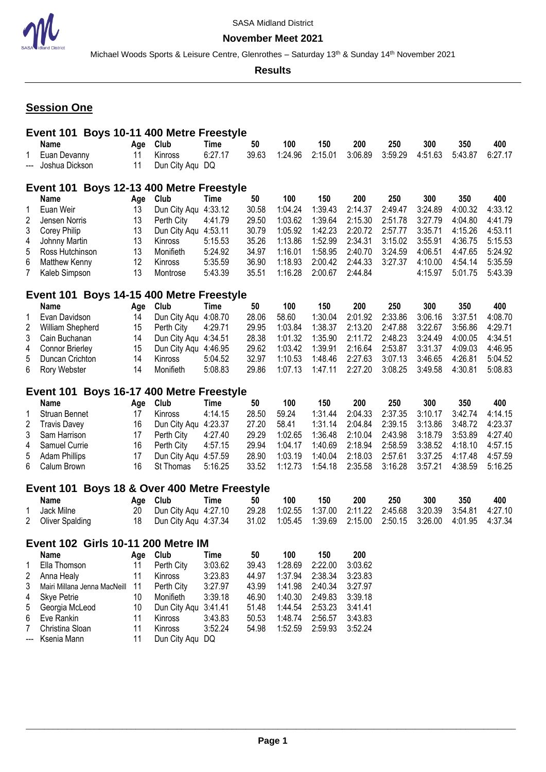SASA Midland District

**November Meet 2021**

Michael Woods Sports & Leisure Centre, Glenrothes – Saturday 13th & Sunday 14th November 2021

**Results**

## Session One

### Event 101 Boys 10-11 400 Metre Freestyle

| | Name | Age | Club | Time | 50 | 100 | 150 | 200 | 250 | 300 | 350 | 400 |
|---|---|---|---|---|---|---|---|---|---|---|---|---|
| 1 | Euan Devanny | 11 | Kinross | 6:27.17 | 39.63 | 1:24.96 | 2:15.01 | 3:06.89 | 3:59.29 | 4:51.63 | 5:43.87 | 6:27.17 |
| --- | Joshua Dickson | 11 | Dun City Aqu | DQ | | | | | | | | |

### Event 101 Boys 12-13 400 Metre Freestyle

| | Name | Age | Club | Time | 50 | 100 | 150 | 200 | 250 | 300 | 350 | 400 |
|---|---|---|---|---|---|---|---|---|---|---|---|---|
| 1 | Euan Weir | 13 | Dun City Aqu | 4:33.12 | 30.58 | 1:04.24 | 1:39.43 | 2:14.37 | 2:49.47 | 3:24.89 | 4:00.32 | 4:33.12 |
| 2 | Jensen Norris | 13 | Perth City | 4:41.79 | 29.50 | 1:03.62 | 1:39.64 | 2:15.30 | 2:51.78 | 3:27.79 | 4:04.80 | 4:41.79 |
| 3 | Corey Philip | 13 | Dun City Aqu | 4:53.11 | 30.79 | 1:05.92 | 1:42.23 | 2:20.72 | 2:57.77 | 3:35.71 | 4:15.26 | 4:53.11 |
| 4 | Johnny Martin | 13 | Kinross | 5:15.53 | 35.26 | 1:13.86 | 1:52.99 | 2:34.31 | 3:15.02 | 3:55.91 | 4:36.75 | 5:15.53 |
| 5 | Ross Hutchinson | 13 | Monifieth | 5:24.92 | 34.97 | 1:16.01 | 1:58.95 | 2:40.70 | 3:24.59 | 4:06.51 | 4:47.65 | 5:24.92 |
| 6 | Matthew Kenny | 12 | Kinross | 5:35.59 | 36.90 | 1:18.93 | 2:00.42 | 2:44.33 | 3:27.37 | 4:10.00 | 4:54.14 | 5:35.59 |
| 7 | Kaleb Simpson | 13 | Montrose | 5:43.39 | 35.51 | 1:16.28 | 2:00.67 | 2:44.84 | | 4:15.97 | 5:01.75 | 5:43.39 |

### Event 101 Boys 14-15 400 Metre Freestyle

| | Name | Age | Club | Time | 50 | 100 | 150 | 200 | 250 | 300 | 350 | 400 |
|---|---|---|---|---|---|---|---|---|---|---|---|---|
| 1 | Evan Davidson | 14 | Dun City Aqu | 4:08.70 | 28.06 | 58.60 | 1:30.04 | 2:01.92 | 2:33.86 | 3:06.16 | 3:37.51 | 4:08.70 |
| 2 | William Shepherd | 15 | Perth City | 4:29.71 | 29.95 | 1:03.84 | 1:38.37 | 2:13.20 | 2:47.88 | 3:22.67 | 3:56.86 | 4:29.71 |
| 3 | Cain Buchanan | 14 | Dun City Aqu | 4:34.51 | 28.38 | 1:01.32 | 1:35.90 | 2:11.72 | 2:48.23 | 3:24.49 | 4:00.05 | 4:34.51 |
| 4 | Connor Brierley | 15 | Dun City Aqu | 4:46.95 | 29.62 | 1:03.42 | 1:39.91 | 2:16.64 | 2:53.87 | 3:31.37 | 4:09.03 | 4:46.95 |
| 5 | Duncan Crichton | 14 | Kinross | 5:04.52 | 32.97 | 1:10.53 | 1:48.46 | 2:27.63 | 3:07.13 | 3:46.65 | 4:26.81 | 5:04.52 |
| 6 | Rory Webster | 14 | Monifieth | 5:08.83 | 29.86 | 1:07.13 | 1:47.11 | 2:27.20 | 3:08.25 | 3:49.58 | 4:30.81 | 5:08.83 |

### Event 101 Boys 16-17 400 Metre Freestyle

| | Name | Age | Club | Time | 50 | 100 | 150 | 200 | 250 | 300 | 350 | 400 |
|---|---|---|---|---|---|---|---|---|---|---|---|---|
| 1 | Struan Bennet | 17 | Kinross | 4:14.15 | 28.50 | 59.24 | 1:31.44 | 2:04.33 | 2:37.35 | 3:10.17 | 3:42.74 | 4:14.15 |
| 2 | Travis Davey | 16 | Dun City Aqu | 4:23.37 | 27.20 | 58.41 | 1:31.14 | 2:04.84 | 2:39.15 | 3:13.86 | 3:48.72 | 4:23.37 |
| 3 | Sam Harrison | 17 | Perth City | 4:27.40 | 29.29 | 1:02.65 | 1:36.48 | 2:10.04 | 2:43.98 | 3:18.79 | 3:53.89 | 4:27.40 |
| 4 | Samuel Currie | 16 | Perth City | 4:57.15 | 29.94 | 1:04.17 | 1:40.69 | 2:18.94 | 2:58.59 | 3:38.52 | 4:18.10 | 4:57.15 |
| 5 | Adam Phillips | 17 | Dun City Aqu | 4:57.59 | 28.90 | 1:03.19 | 1:40.04 | 2:18.03 | 2:57.61 | 3:37.25 | 4:17.48 | 4:57.59 |
| 6 | Calum Brown | 16 | St Thomas | 5:16.25 | 33.52 | 1:12.73 | 1:54.18 | 2:35.58 | 3:16.28 | 3:57.21 | 4:38.59 | 5:16.25 |

### Event 101 Boys 18 & Over 400 Metre Freestyle

| | Name | Age | Club | Time | 50 | 100 | 150 | 200 | 250 | 300 | 350 | 400 |
|---|---|---|---|---|---|---|---|---|---|---|---|---|
| 1 | Jack Milne | 20 | Dun City Aqu | 4:27.10 | 29.28 | 1:02.55 | 1:37.00 | 2:11.22 | 2:45.68 | 3:20.39 | 3:54.81 | 4:27.10 |
| 2 | Oliver Spalding | 18 | Dun City Aqu | 4:37.34 | 31.02 | 1:05.45 | 1:39.69 | 2:15.00 | 2:50.15 | 3:26.00 | 4:01.95 | 4:37.34 |

### Event 102 Girls 10-11 200 Metre IM

| | Name | Age | Club | Time | 50 | 100 | 150 | 200 |
|---|---|---|---|---|---|---|---|---|
| 1 | Ella Thomson | 11 | Perth City | 3:03.62 | 39.43 | 1:28.69 | 2:22.00 | 3:03.62 |
| 2 | Anna Healy | 11 | Kinross | 3:23.83 | 44.97 | 1:37.94 | 2:38.34 | 3:23.83 |
| 3 | Mairi Millana Jenna MacNeill | 11 | Perth City | 3:27.97 | 43.99 | 1:41.98 | 2:40.34 | 3:27.97 |
| 4 | Skye Petrie | 10 | Monifieth | 3:39.18 | 46.90 | 1:40.30 | 2:49.83 | 3:39.18 |
| 5 | Georgia McLeod | 10 | Dun City Aqu | 3:41.41 | 51.48 | 1:44.54 | 2:53.23 | 3:41.41 |
| 6 | Eve Rankin | 11 | Kinross | 3:43.83 | 50.53 | 1:48.74 | 2:56.57 | 3:43.83 |
| 7 | Christina Sloan | 11 | Kinross | 3:52.24 | 54.98 | 1:52.59 | 2:59.93 | 3:52.24 |
| --- | Ksenia Mann | 11 | Dun City Aqu | DQ | | | | |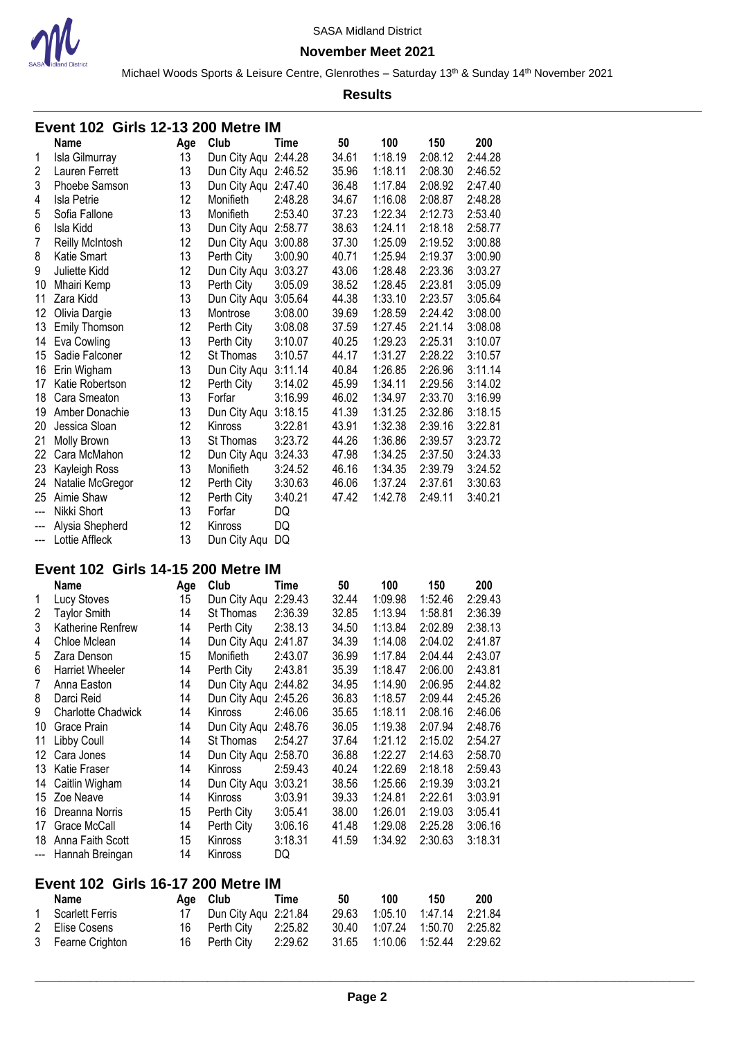SASA Midland District

**November Meet 2021**

Michael Woods Sports & Leisure Centre, Glenrothes – Saturday 13th & Sunday 14th November 2021

**Results**

## Event 102 Girls 12-13 200 Metre IM

| | Name | Age | Club | Time | 50 | 100 | 150 | 200 |
|---|---|---|---|---|---|---|---|---|
| 1 | Isla Gilmurray | 13 | Dun City Aqu | 2:44.28 | 34.61 | 1:18.19 | 2:08.12 | 2:44.28 |
| 2 | Lauren Ferrett | 13 | Dun City Aqu | 2:46.52 | 35.96 | 1:18.11 | 2:08.30 | 2:46.52 |
| 3 | Phoebe Samson | 13 | Dun City Aqu | 2:47.40 | 36.48 | 1:17.84 | 2:08.92 | 2:47.40 |
| 4 | Isla Petrie | 12 | Monifieth | 2:48.28 | 34.67 | 1:16.08 | 2:08.87 | 2:48.28 |
| 5 | Sofia Fallone | 13 | Monifieth | 2:53.40 | 37.23 | 1:22.34 | 2:12.73 | 2:53.40 |
| 6 | Isla Kidd | 13 | Dun City Aqu | 2:58.77 | 38.63 | 1:24.11 | 2:18.18 | 2:58.77 |
| 7 | Reilly McIntosh | 12 | Dun City Aqu | 3:00.88 | 37.30 | 1:25.09 | 2:19.52 | 3:00.88 |
| 8 | Katie Smart | 13 | Perth City | 3:00.90 | 40.71 | 1:25.94 | 2:19.37 | 3:00.90 |
| 9 | Juliette Kidd | 12 | Dun City Aqu | 3:03.27 | 43.06 | 1:28.48 | 2:23.36 | 3:03.27 |
| 10 | Mhairi Kemp | 13 | Perth City | 3:05.09 | 38.52 | 1:28.45 | 2:23.81 | 3:05.09 |
| 11 | Zara Kidd | 13 | Dun City Aqu | 3:05.64 | 44.38 | 1:33.10 | 2:23.57 | 3:05.64 |
| 12 | Olivia Dargie | 13 | Montrose | 3:08.00 | 39.69 | 1:28.59 | 2:24.42 | 3:08.00 |
| 13 | Emily Thomson | 12 | Perth City | 3:08.08 | 37.59 | 1:27.45 | 2:21.14 | 3:08.08 |
| 14 | Eva Cowling | 13 | Perth City | 3:10.07 | 40.25 | 1:29.23 | 2:25.31 | 3:10.07 |
| 15 | Sadie Falconer | 12 | St Thomas | 3:10.57 | 44.17 | 1:31.27 | 2:28.22 | 3:10.57 |
| 16 | Erin Wigham | 13 | Dun City Aqu | 3:11.14 | 40.84 | 1:26.85 | 2:26.96 | 3:11.14 |
| 17 | Katie Robertson | 12 | Perth City | 3:14.02 | 45.99 | 1:34.11 | 2:29.56 | 3:14.02 |
| 18 | Cara Smeaton | 13 | Forfar | 3:16.99 | 46.02 | 1:34.97 | 2:33.70 | 3:16.99 |
| 19 | Amber Donachie | 13 | Dun City Aqu | 3:18.15 | 41.39 | 1:31.25 | 2:32.86 | 3:18.15 |
| 20 | Jessica Sloan | 12 | Kinross | 3:22.81 | 43.91 | 1:32.38 | 2:39.16 | 3:22.81 |
| 21 | Molly Brown | 13 | St Thomas | 3:23.72 | 44.26 | 1:36.86 | 2:39.57 | 3:23.72 |
| 22 | Cara McMahon | 12 | Dun City Aqu | 3:24.33 | 47.98 | 1:34.25 | 2:37.50 | 3:24.33 |
| 23 | Kayleigh Ross | 13 | Monifieth | 3:24.52 | 46.16 | 1:34.35 | 2:39.79 | 3:24.52 |
| 24 | Natalie McGregor | 12 | Perth City | 3:30.63 | 46.06 | 1:37.24 | 2:37.61 | 3:30.63 |
| 25 | Aimie Shaw | 12 | Perth City | 3:40.21 | 47.42 | 1:42.78 | 2:49.11 | 3:40.21 |
| --- | Nikki Short | 13 | Forfar | DQ | | | | |
| --- | Alysia Shepherd | 12 | Kinross | DQ | | | | |
| --- | Lottie Affleck | 13 | Dun City Aqu | DQ | | | | |

## Event 102 Girls 14-15 200 Metre IM

| | Name | Age | Club | Time | 50 | 100 | 150 | 200 |
|---|---|---|---|---|---|---|---|---|
| 1 | Lucy Stoves | 15 | Dun City Aqu | 2:29.43 | 32.44 | 1:09.98 | 1:52.46 | 2:29.43 |
| 2 | Taylor Smith | 14 | St Thomas | 2:36.39 | 32.85 | 1:13.94 | 1:58.81 | 2:36.39 |
| 3 | Katherine Renfrew | 14 | Perth City | 2:38.13 | 34.50 | 1:13.84 | 2:02.89 | 2:38.13 |
| 4 | Chloe Mclean | 14 | Dun City Aqu | 2:41.87 | 34.39 | 1:14.08 | 2:04.02 | 2:41.87 |
| 5 | Zara Denson | 15 | Monifieth | 2:43.07 | 36.99 | 1:17.84 | 2:04.44 | 2:43.07 |
| 6 | Harriet Wheeler | 14 | Perth City | 2:43.81 | 35.39 | 1:18.47 | 2:06.00 | 2:43.81 |
| 7 | Anna Easton | 14 | Dun City Aqu | 2:44.82 | 34.95 | 1:14.90 | 2:06.95 | 2:44.82 |
| 8 | Darci Reid | 14 | Dun City Aqu | 2:45.26 | 36.83 | 1:18.57 | 2:09.44 | 2:45.26 |
| 9 | Charlotte Chadwick | 14 | Kinross | 2:46.06 | 35.65 | 1:18.11 | 2:08.16 | 2:46.06 |
| 10 | Grace Prain | 14 | Dun City Aqu | 2:48.76 | 36.05 | 1:19.38 | 2:07.94 | 2:48.76 |
| 11 | Libby Coull | 14 | St Thomas | 2:54.27 | 37.64 | 1:21.12 | 2:15.02 | 2:54.27 |
| 12 | Cara Jones | 14 | Dun City Aqu | 2:58.70 | 36.88 | 1:22.27 | 2:14.63 | 2:58.70 |
| 13 | Katie Fraser | 14 | Kinross | 2:59.43 | 40.24 | 1:22.69 | 2:18.18 | 2:59.43 |
| 14 | Caitlin Wigham | 14 | Dun City Aqu | 3:03.21 | 38.56 | 1:25.66 | 2:19.39 | 3:03.21 |
| 15 | Zoe Neave | 14 | Kinross | 3:03.91 | 39.33 | 1:24.81 | 2:22.61 | 3:03.91 |
| 16 | Dreanna Norris | 15 | Perth City | 3:05.41 | 38.00 | 1:26.01 | 2:19.03 | 3:05.41 |
| 17 | Grace McCall | 14 | Perth City | 3:06.16 | 41.48 | 1:29.08 | 2:25.28 | 3:06.16 |
| 18 | Anna Faith Scott | 15 | Kinross | 3:18.31 | 41.59 | 1:34.92 | 2:30.63 | 3:18.31 |
| --- | Hannah Breingan | 14 | Kinross | DQ | | | | |

## Event 102 Girls 16-17 200 Metre IM

| | Name | Age | Club | Time | 50 | 100 | 150 | 200 |
|---|---|---|---|---|---|---|---|---|
| 1 | Scarlett Ferris | 17 | Dun City Aqu | 2:21.84 | 29.63 | 1:05.10 | 1:47.14 | 2:21.84 |
| 2 | Elise Cosens | 16 | Perth City | 2:25.82 | 30.40 | 1:07.24 | 1:50.70 | 2:25.82 |
| 3 | Fearne Crighton | 16 | Perth City | 2:29.62 | 31.65 | 1:10.06 | 1:52.44 | 2:29.62 |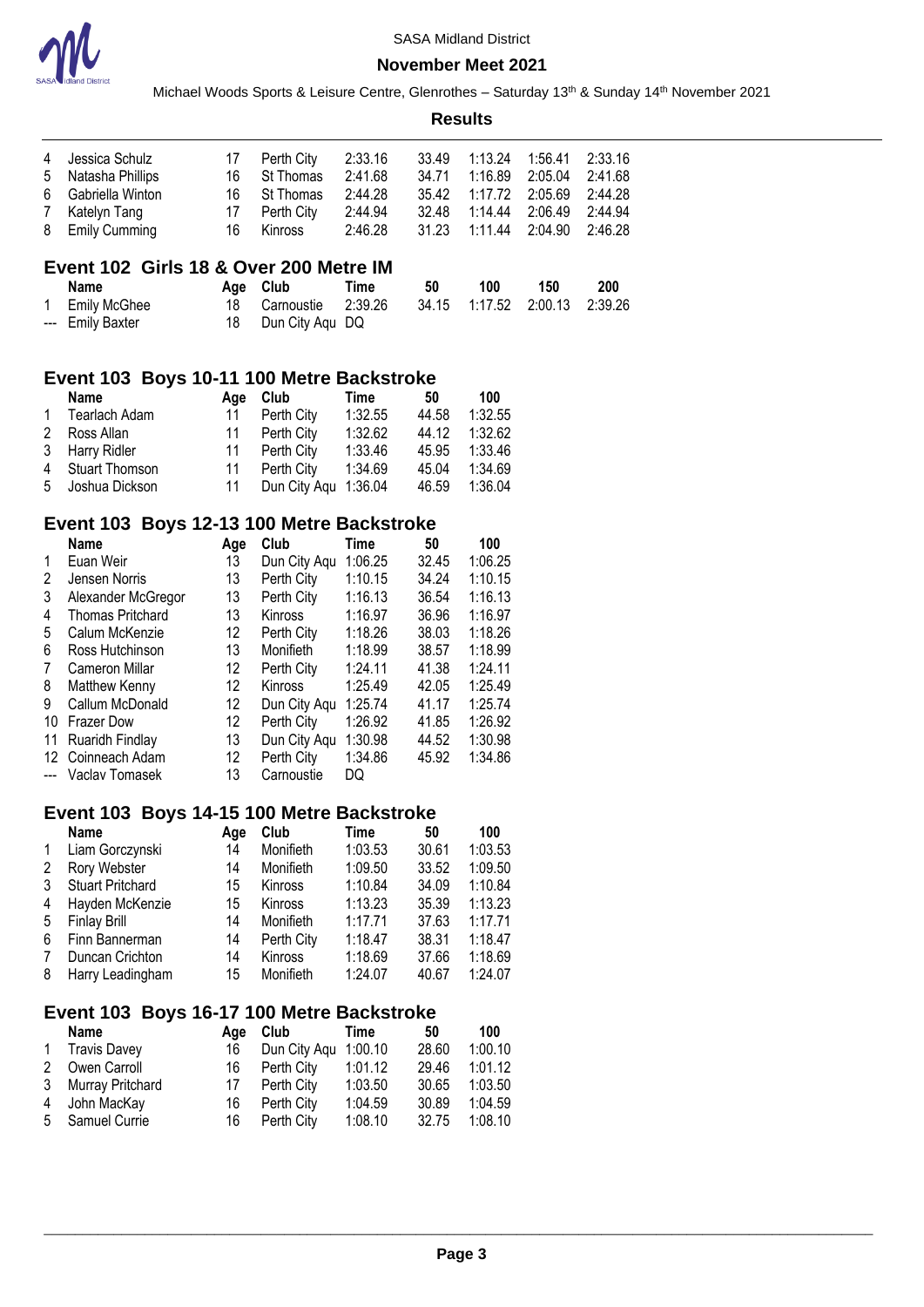| | Name | Age | Club | Time | 50 | 100 | 150 | 200 |
|---|---|---|---|---|---|---|---|---|
| 4 | Jessica Schulz | 17 | Perth City | 2:33.16 | 33.49 | 1:13.24 | 1:56.41 | 2:33.16 |
| 5 | Natasha Phillips | 16 | St Thomas | 2:41.68 | 34.71 | 1:16.89 | 2:05.04 | 2:41.68 |
| 6 | Gabriella Winton | 16 | St Thomas | 2:44.28 | 35.42 | 1:17.72 | 2:05.69 | 2:44.28 |
| 7 | Katelyn Tang | 17 | Perth City | 2:44.94 | 32.48 | 1:14.44 | 2:06.49 | 2:44.94 |
| 8 | Emily Cumming | 16 | Kinross | 2:46.28 | 31.23 | 1:11.44 | 2:04.90 | 2:46.28 |

## Event 102 Girls 18 & Over 200 Metre IM

| | Name | Age | Club | Time | 50 | 100 | 150 | 200 |
|---|---|---|---|---|---|---|---|---|
| 1 | Emily McGhee | 18 | Carnoustie | 2:39.26 | 34.15 | 1:17.52 | 2:00.13 | 2:39.26 |
| --- | Emily Baxter | 18 | Dun City Aqu | DQ | | | | |

## Event 103 Boys 10-11 100 Metre Backstroke

| | Name | Age | Club | Time | 50 | 100 |
|---|---|---|---|---|---|---|
| 1 | Tearlach Adam | 11 | Perth City | 1:32.55 | 44.58 | 1:32.55 |
| 2 | Ross Allan | 11 | Perth City | 1:32.62 | 44.12 | 1:32.62 |
| 3 | Harry Ridler | 11 | Perth City | 1:33.46 | 45.95 | 1:33.46 |
| 4 | Stuart Thomson | 11 | Perth City | 1:34.69 | 45.04 | 1:34.69 |
| 5 | Joshua Dickson | 11 | Dun City Aqu | 1:36.04 | 46.59 | 1:36.04 |

## Event 103 Boys 12-13 100 Metre Backstroke

| | Name | Age | Club | Time | 50 | 100 |
|---|---|---|---|---|---|---|
| 1 | Euan Weir | 13 | Dun City Aqu | 1:06.25 | 32.45 | 1:06.25 |
| 2 | Jensen Norris | 13 | Perth City | 1:10.15 | 34.24 | 1:10.15 |
| 3 | Alexander McGregor | 13 | Perth City | 1:16.13 | 36.54 | 1:16.13 |
| 4 | Thomas Pritchard | 13 | Kinross | 1:16.97 | 36.96 | 1:16.97 |
| 5 | Calum McKenzie | 12 | Perth City | 1:18.26 | 38.03 | 1:18.26 |
| 6 | Ross Hutchinson | 13 | Monifieth | 1:18.99 | 38.57 | 1:18.99 |
| 7 | Cameron Millar | 12 | Perth City | 1:24.11 | 41.38 | 1:24.11 |
| 8 | Matthew Kenny | 12 | Kinross | 1:25.49 | 42.05 | 1:25.49 |
| 9 | Callum McDonald | 12 | Dun City Aqu | 1:25.74 | 41.17 | 1:25.74 |
| 10 | Frazer Dow | 12 | Perth City | 1:26.92 | 41.85 | 1:26.92 |
| 11 | Ruaridh Findlay | 13 | Dun City Aqu | 1:30.98 | 44.52 | 1:30.98 |
| 12 | Coinneach Adam | 12 | Perth City | 1:34.86 | 45.92 | 1:34.86 |
| --- | Vaclav Tomasek | 13 | Carnoustie | DQ | | |

## Event 103 Boys 14-15 100 Metre Backstroke

| | Name | Age | Club | Time | 50 | 100 |
|---|---|---|---|---|---|---|
| 1 | Liam Gorczynski | 14 | Monifieth | 1:03.53 | 30.61 | 1:03.53 |
| 2 | Rory Webster | 14 | Monifieth | 1:09.50 | 33.52 | 1:09.50 |
| 3 | Stuart Pritchard | 15 | Kinross | 1:10.84 | 34.09 | 1:10.84 |
| 4 | Hayden McKenzie | 15 | Kinross | 1:13.23 | 35.39 | 1:13.23 |
| 5 | Finlay Brill | 14 | Monifieth | 1:17.71 | 37.63 | 1:17.71 |
| 6 | Finn Bannerman | 14 | Perth City | 1:18.47 | 38.31 | 1:18.47 |
| 7 | Duncan Crichton | 14 | Kinross | 1:18.69 | 37.66 | 1:18.69 |
| 8 | Harry Leadingham | 15 | Monifieth | 1:24.07 | 40.67 | 1:24.07 |

## Event 103 Boys 16-17 100 Metre Backstroke

| | Name | Age | Club | Time | 50 | 100 |
|---|---|---|---|---|---|---|
| 1 | Travis Davey | 16 | Dun City Aqu | 1:00.10 | 28.60 | 1:00.10 |
| 2 | Owen Carroll | 16 | Perth City | 1:01.12 | 29.46 | 1:01.12 |
| 3 | Murray Pritchard | 17 | Perth City | 1:03.50 | 30.65 | 1:03.50 |
| 4 | John MacKay | 16 | Perth City | 1:04.59 | 30.89 | 1:04.59 |
| 5 | Samuel Currie | 16 | Perth City | 1:08.10 | 32.75 | 1:08.10 |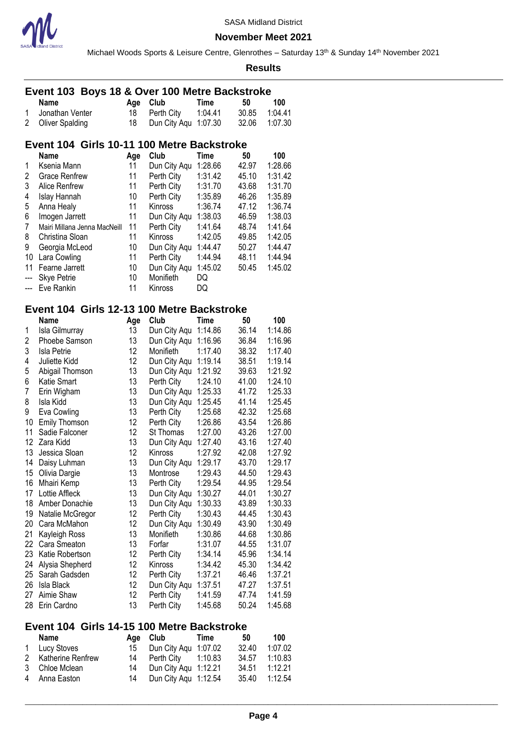SASA Midland District

**November Meet 2021**

Michael Woods Sports & Leisure Centre, Glenrothes – Saturday 13th & Sunday 14th November 2021

**Results**

## Event 103 Boys 18 & Over 100 Metre Backstroke

| | Name | Age | Club | Time | 50 | 100 |
|---|---|---|---|---|---|---|
| 1 | Jonathan Venter | 18 | Perth City | 1:04.41 | 30.85 | 1:04.41 |
| 2 | Oliver Spalding | 18 | Dun City Aqu | 1:07.30 | 32.06 | 1:07.30 |

## Event 104 Girls 10-11 100 Metre Backstroke

| | Name | Age | Club | Time | 50 | 100 |
|---|---|---|---|---|---|---|
| 1 | Ksenia Mann | 11 | Dun City Aqu | 1:28.66 | 42.97 | 1:28.66 |
| 2 | Grace Renfrew | 11 | Perth City | 1:31.42 | 45.10 | 1:31.42 |
| 3 | Alice Renfrew | 11 | Perth City | 1:31.70 | 43.68 | 1:31.70 |
| 4 | Islay Hannah | 10 | Perth City | 1:35.89 | 46.26 | 1:35.89 |
| 5 | Anna Healy | 11 | Kinross | 1:36.74 | 47.12 | 1:36.74 |
| 6 | Imogen Jarrett | 11 | Dun City Aqu | 1:38.03 | 46.59 | 1:38.03 |
| 7 | Mairi Millana Jenna MacNeill | 11 | Perth City | 1:41.64 | 48.74 | 1:41.64 |
| 8 | Christina Sloan | 11 | Kinross | 1:42.05 | 49.85 | 1:42.05 |
| 9 | Georgia McLeod | 10 | Dun City Aqu | 1:44.47 | 50.27 | 1:44.47 |
| 10 | Lara Cowling | 11 | Perth City | 1:44.94 | 48.11 | 1:44.94 |
| 11 | Fearne Jarrett | 10 | Dun City Aqu | 1:45.02 | 50.45 | 1:45.02 |
| --- | Skye Petrie | 10 | Monifieth | DQ | | |
| --- | Eve Rankin | 11 | Kinross | DQ | | |

## Event 104 Girls 12-13 100 Metre Backstroke

| | Name | Age | Club | Time | 50 | 100 |
|---|---|---|---|---|---|---|
| 1 | Isla Gilmurray | 13 | Dun City Aqu | 1:14.86 | 36.14 | 1:14.86 |
| 2 | Phoebe Samson | 13 | Dun City Aqu | 1:16.96 | 36.84 | 1:16.96 |
| 3 | Isla Petrie | 12 | Monifieth | 1:17.40 | 38.32 | 1:17.40 |
| 4 | Juliette Kidd | 12 | Dun City Aqu | 1:19.14 | 38.51 | 1:19.14 |
| 5 | Abigail Thomson | 13 | Dun City Aqu | 1:21.92 | 39.63 | 1:21.92 |
| 6 | Katie Smart | 13 | Perth City | 1:24.10 | 41.00 | 1:24.10 |
| 7 | Erin Wigham | 13 | Dun City Aqu | 1:25.33 | 41.72 | 1:25.33 |
| 8 | Isla Kidd | 13 | Dun City Aqu | 1:25.45 | 41.14 | 1:25.45 |
| 9 | Eva Cowling | 13 | Perth City | 1:25.68 | 42.32 | 1:25.68 |
| 10 | Emily Thomson | 12 | Perth City | 1:26.86 | 43.54 | 1:26.86 |
| 11 | Sadie Falconer | 12 | St Thomas | 1:27.00 | 43.26 | 1:27.00 |
| 12 | Zara Kidd | 13 | Dun City Aqu | 1:27.40 | 43.16 | 1:27.40 |
| 13 | Jessica Sloan | 12 | Kinross | 1:27.92 | 42.08 | 1:27.92 |
| 14 | Daisy Luhman | 13 | Dun City Aqu | 1:29.17 | 43.70 | 1:29.17 |
| 15 | Olivia Dargie | 13 | Montrose | 1:29.43 | 44.50 | 1:29.43 |
| 16 | Mhairi Kemp | 13 | Perth City | 1:29.54 | 44.95 | 1:29.54 |
| 17 | Lottie Affleck | 13 | Dun City Aqu | 1:30.27 | 44.01 | 1:30.27 |
| 18 | Amber Donachie | 13 | Dun City Aqu | 1:30.33 | 43.89 | 1:30.33 |
| 19 | Natalie McGregor | 12 | Perth City | 1:30.43 | 44.45 | 1:30.43 |
| 20 | Cara McMahon | 12 | Dun City Aqu | 1:30.49 | 43.90 | 1:30.49 |
| 21 | Kayleigh Ross | 13 | Monifieth | 1:30.86 | 44.68 | 1:30.86 |
| 22 | Cara Smeaton | 13 | Forfar | 1:31.07 | 44.55 | 1:31.07 |
| 23 | Katie Robertson | 12 | Perth City | 1:34.14 | 45.96 | 1:34.14 |
| 24 | Alysia Shepherd | 12 | Kinross | 1:34.42 | 45.30 | 1:34.42 |
| 25 | Sarah Gadsden | 12 | Perth City | 1:37.21 | 46.46 | 1:37.21 |
| 26 | Isla Black | 12 | Dun City Aqu | 1:37.51 | 47.27 | 1:37.51 |
| 27 | Aimie Shaw | 12 | Perth City | 1:41.59 | 47.74 | 1:41.59 |
| 28 | Erin Cardno | 13 | Perth City | 1:45.68 | 50.24 | 1:45.68 |

## Event 104 Girls 14-15 100 Metre Backstroke

| | Name | Age | Club | Time | 50 | 100 |
|---|---|---|---|---|---|---|
| 1 | Lucy Stoves | 15 | Dun City Aqu | 1:07.02 | 32.40 | 1:07.02 |
| 2 | Katherine Renfrew | 14 | Perth City | 1:10.83 | 34.57 | 1:10.83 |
| 3 | Chloe Mclean | 14 | Dun City Aqu | 1:12.21 | 34.51 | 1:12.21 |
| 4 | Anna Easton | 14 | Dun City Aqu | 1:12.54 | 35.40 | 1:12.54 |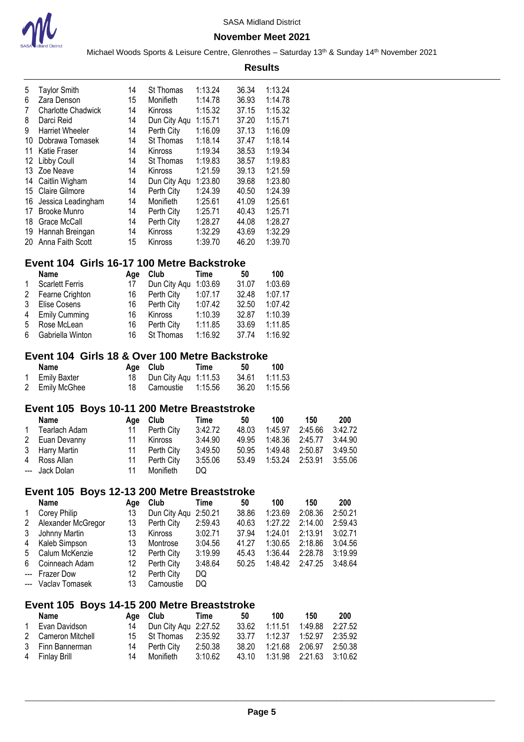| | Name | Age | Club | Time | 50 | 100 |
|---|---|---|---|---|---|---|
| 5 | Taylor Smith | 14 | St Thomas | 1:13.24 | 36.34 | 1:13.24 |
| 6 | Zara Denson | 15 | Monifieth | 1:14.78 | 36.93 | 1:14.78 |
| 7 | Charlotte Chadwick | 14 | Kinross | 1:15.32 | 37.15 | 1:15.32 |
| 8 | Darci Reid | 14 | Dun City Aqu | 1:15.71 | 37.20 | 1:15.71 |
| 9 | Harriet Wheeler | 14 | Perth City | 1:16.09 | 37.13 | 1:16.09 |
| 10 | Dobrawa Tomasek | 14 | St Thomas | 1:18.14 | 37.47 | 1:18.14 |
| 11 | Katie Fraser | 14 | Kinross | 1:19.34 | 38.53 | 1:19.34 |
| 12 | Libby Coull | 14 | St Thomas | 1:19.83 | 38.57 | 1:19.83 |
| 13 | Zoe Neave | 14 | Kinross | 1:21.59 | 39.13 | 1:21.59 |
| 14 | Caitlin Wigham | 14 | Dun City Aqu | 1:23.80 | 39.68 | 1:23.80 |
| 15 | Claire Gilmore | 14 | Perth City | 1:24.39 | 40.50 | 1:24.39 |
| 16 | Jessica Leadingham | 14 | Monifieth | 1:25.61 | 41.09 | 1:25.61 |
| 17 | Brooke Munro | 14 | Perth City | 1:25.71 | 40.43 | 1:25.71 |
| 18 | Grace McCall | 14 | Perth City | 1:28.27 | 44.08 | 1:28.27 |
| 19 | Hannah Breingan | 14 | Kinross | 1:32.29 | 43.69 | 1:32.29 |
| 20 | Anna Faith Scott | 15 | Kinross | 1:39.70 | 46.20 | 1:39.70 |

## Event 104 Girls 16-17 100 Metre Backstroke

| | Name | Age | Club | Time | 50 | 100 |
|---|---|---|---|---|---|---|
| 1 | Scarlett Ferris | 17 | Dun City Aqu | 1:03.69 | 31.07 | 1:03.69 |
| 2 | Fearne Crighton | 16 | Perth City | 1:07.17 | 32.48 | 1:07.17 |
| 3 | Elise Cosens | 16 | Perth City | 1:07.42 | 32.50 | 1:07.42 |
| 4 | Emily Cumming | 16 | Kinross | 1:10.39 | 32.87 | 1:10.39 |
| 5 | Rose McLean | 16 | Perth City | 1:11.85 | 33.69 | 1:11.85 |
| 6 | Gabriella Winton | 16 | St Thomas | 1:16.92 | 37.74 | 1:16.92 |

## Event 104 Girls 18 & Over 100 Metre Backstroke

| | Name | Age | Club | Time | 50 | 100 |
|---|---|---|---|---|---|---|
| 1 | Emily Baxter | 18 | Dun City Aqu | 1:11.53 | 34.61 | 1:11.53 |
| 2 | Emily McGhee | 18 | Carnoustie | 1:15.56 | 36.20 | 1:15.56 |

## Event 105 Boys 10-11 200 Metre Breaststroke

| | Name | Age | Club | Time | 50 | 100 | 150 | 200 |
|---|---|---|---|---|---|---|---|---|
| 1 | Tearlach Adam | 11 | Perth City | 3:42.72 | 48.03 | 1:45.97 | 2:45.66 | 3:42.72 |
| 2 | Euan Devanny | 11 | Kinross | 3:44.90 | 49.95 | 1:48.36 | 2:45.77 | 3:44.90 |
| 3 | Harry Martin | 11 | Perth City | 3:49.50 | 50.95 | 1:49.48 | 2:50.87 | 3:49.50 |
| 4 | Ross Allan | 11 | Perth City | 3:55.06 | 53.49 | 1:53.24 | 2:53.91 | 3:55.06 |
| --- | Jack Dolan | 11 | Monifieth | DQ | | | | |

## Event 105 Boys 12-13 200 Metre Breaststroke

| | Name | Age | Club | Time | 50 | 100 | 150 | 200 |
|---|---|---|---|---|---|---|---|---|
| 1 | Corey Philip | 13 | Dun City Aqu | 2:50.21 | 38.86 | 1:23.69 | 2:08.36 | 2:50.21 |
| 2 | Alexander McGregor | 13 | Perth City | 2:59.43 | 40.63 | 1:27.22 | 2:14.00 | 2:59.43 |
| 3 | Johnny Martin | 13 | Kinross | 3:02.71 | 37.94 | 1:24.01 | 2:13.91 | 3:02.71 |
| 4 | Kaleb Simpson | 13 | Montrose | 3:04.56 | 41.27 | 1:30.65 | 2:18.86 | 3:04.56 |
| 5 | Calum McKenzie | 12 | Perth City | 3:19.99 | 45.43 | 1:36.44 | 2:28.78 | 3:19.99 |
| 6 | Coinneach Adam | 12 | Perth City | 3:48.64 | 50.25 | 1:48.42 | 2:47.25 | 3:48.64 |
| --- | Frazer Dow | 12 | Perth City | DQ | | | | |
| --- | Vaclav Tomasek | 13 | Carnoustie | DQ | | | | |

## Event 105 Boys 14-15 200 Metre Breaststroke

| | Name | Age | Club | Time | 50 | 100 | 150 | 200 |
|---|---|---|---|---|---|---|---|---|
| 1 | Evan Davidson | 14 | Dun City Aqu | 2:27.52 | 33.62 | 1:11.51 | 1:49.88 | 2:27.52 |
| 2 | Cameron Mitchell | 15 | St Thomas | 2:35.92 | 33.77 | 1:12.37 | 1:52.97 | 2:35.92 |
| 3 | Finn Bannerman | 14 | Perth City | 2:50.38 | 38.20 | 1:21.68 | 2:06.97 | 2:50.38 |
| 4 | Finlay Brill | 14 | Monifieth | 3:10.62 | 43.10 | 1:31.98 | 2:21.63 | 3:10.62 |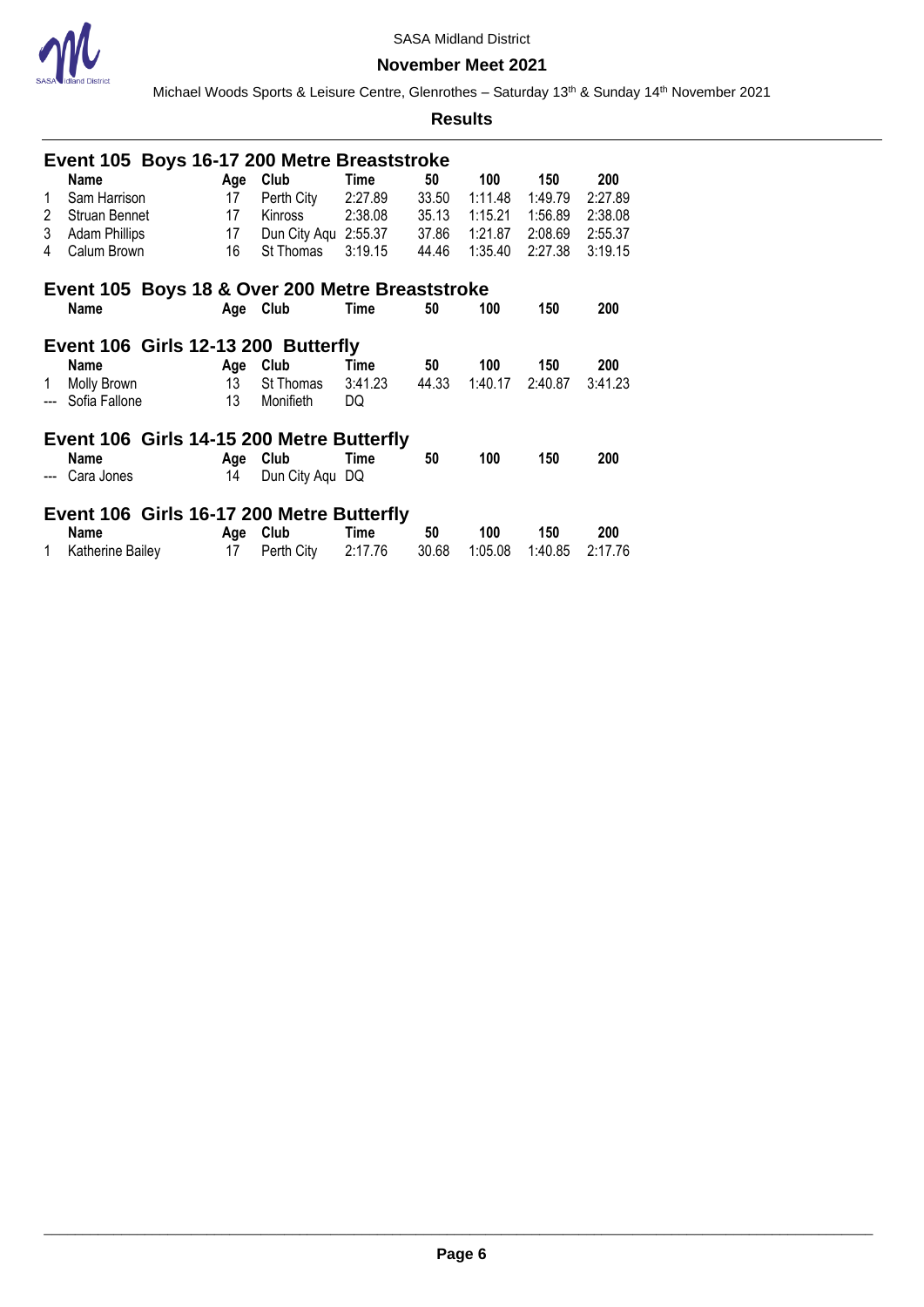SASA Midland District

**November Meet 2021**

Michael Woods Sports & Leisure Centre, Glenrothes – Saturday 13th & Sunday 14th November 2021

**Results**

### Event 105 Boys 16-17 200 Metre Breaststroke

| | Name | Age | Club | Time | 50 | 100 | 150 | 200 |
|---|---|---|---|---|---|---|---|---|
| 1 | Sam Harrison | 17 | Perth City | 2:27.89 | 33.50 | 1:11.48 | 1:49.79 | 2:27.89 |
| 2 | Struan Bennet | 17 | Kinross | 2:38.08 | 35.13 | 1:15.21 | 1:56.89 | 2:38.08 |
| 3 | Adam Phillips | 17 | Dun City Aqu | 2:55.37 | 37.86 | 1:21.87 | 2:08.69 | 2:55.37 |
| 4 | Calum Brown | 16 | St Thomas | 3:19.15 | 44.46 | 1:35.40 | 2:27.38 | 3:19.15 |

### Event 105 Boys 18 & Over 200 Metre Breaststroke

| | Name | Age | Club | Time | 50 | 100 | 150 | 200 |
|---|---|---|---|---|---|---|---|---|

### Event 106 Girls 12-13 200 Butterfly

| | Name | Age | Club | Time | 50 | 100 | 150 | 200 |
|---|---|---|---|---|---|---|---|---|
| 1 | Molly Brown | 13 | St Thomas | 3:41.23 | 44.33 | 1:40.17 | 2:40.87 | 3:41.23 |
| --- | Sofia Fallone | 13 | Monifieth | DQ | | | | |

### Event 106 Girls 14-15 200 Metre Butterfly

| | Name | Age | Club | Time | 50 | 100 | 150 | 200 |
|---|---|---|---|---|---|---|---|---|
| --- | Cara Jones | 14 | Dun City Aqu | DQ | | | | |

### Event 106 Girls 16-17 200 Metre Butterfly

| | Name | Age | Club | Time | 50 | 100 | 150 | 200 |
|---|---|---|---|---|---|---|---|---|
| 1 | Katherine Bailey | 17 | Perth City | 2:17.76 | 30.68 | 1:05.08 | 1:40.85 | 2:17.76 |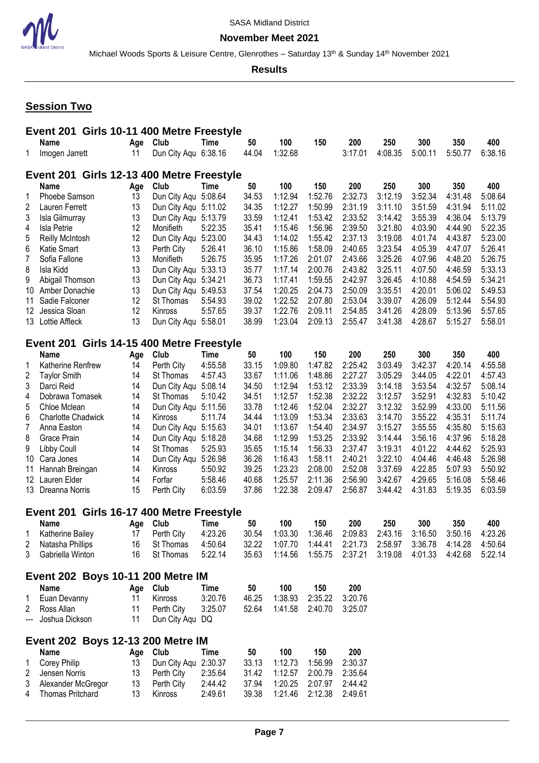SASA Midland District

**November Meet 2021**

Michael Woods Sports & Leisure Centre, Glenrothes – Saturday 13th & Sunday 14th November 2021

**Results**

## Session Two

### Event 201 Girls 10-11 400 Metre Freestyle

| | Name | Age | Club | Time | 50 | 100 | 150 | 200 | 250 | 300 | 350 | 400 |
|---|---|---|---|---|---|---|---|---|---|---|---|---|
| 1 | Imogen Jarrett | 11 | Dun City Aqu | 6:38.16 | 44.04 | 1:32.68 | | 3:17.01 | 4:08.35 | 5:00.11 | 5:50.77 | 6:38.16 |

### Event 201 Girls 12-13 400 Metre Freestyle

| | Name | Age | Club | Time | 50 | 100 | 150 | 200 | 250 | 300 | 350 | 400 |
|---|---|---|---|---|---|---|---|---|---|---|---|---|
| 1 | Phoebe Samson | 13 | Dun City Aqu | 5:08.64 | 34.53 | 1:12.94 | 1:52.76 | 2:32.73 | 3:12.19 | 3:52.34 | 4:31.48 | 5:08.64 |
| 2 | Lauren Ferrett | 13 | Dun City Aqu | 5:11.02 | 34.35 | 1:12.27 | 1:50.99 | 2:31.19 | 3:11.10 | 3:51.59 | 4:31.94 | 5:11.02 |
| 3 | Isla Gilmurray | 13 | Dun City Aqu | 5:13.79 | 33.59 | 1:12.41 | 1:53.42 | 2:33.52 | 3:14.42 | 3:55.39 | 4:36.04 | 5:13.79 |
| 4 | Isla Petrie | 12 | Monifieth | 5:22.35 | 35.41 | 1:15.46 | 1:56.96 | 2:39.50 | 3:21.80 | 4:03.90 | 4:44.90 | 5:22.35 |
| 5 | Reilly McIntosh | 12 | Dun City Aqu | 5:23.00 | 34.43 | 1:14.02 | 1:55.42 | 2:37.13 | 3:19.08 | 4:01.74 | 4:43.87 | 5:23.00 |
| 6 | Katie Smart | 13 | Perth City | 5:26.41 | 36.10 | 1:15.86 | 1:58.09 | 2:40.65 | 3:23.54 | 4:05.39 | 4:47.07 | 5:26.41 |
| 7 | Sofia Fallone | 13 | Monifieth | 5:26.75 | 35.95 | 1:17.26 | 2:01.07 | 2:43.66 | 3:25.26 | 4:07.96 | 4:48.20 | 5:26.75 |
| 8 | Isla Kidd | 13 | Dun City Aqu | 5:33.13 | 35.77 | 1:17.14 | 2:00.76 | 2:43.82 | 3:25.11 | 4:07.50 | 4:46.59 | 5:33.13 |
| 9 | Abigail Thomson | 13 | Dun City Aqu | 5:34.21 | 36.73 | 1:17.41 | 1:59.55 | 2:42.97 | 3:26.45 | 4:10.88 | 4:54.59 | 5:34.21 |
| 10 | Amber Donachie | 13 | Dun City Aqu | 5:49.53 | 37.54 | 1:20.25 | 2:04.73 | 2:50.09 | 3:35.51 | 4:20.01 | 5:06.02 | 5:49.53 |
| 11 | Sadie Falconer | 12 | St Thomas | 5:54.93 | 39.02 | 1:22.52 | 2:07.80 | 2:53.04 | 3:39.07 | 4:26.09 | 5:12.44 | 5:54.93 |
| 12 | Jessica Sloan | 12 | Kinross | 5:57.65 | 39.37 | 1:22.76 | 2:09.11 | 2:54.85 | 3:41.26 | 4:28.09 | 5:13.96 | 5:57.65 |
| 13 | Lottie Affleck | 13 | Dun City Aqu | 5:58.01 | 38.99 | 1:23.04 | 2:09.13 | 2:55.47 | 3:41.38 | 4:28.67 | 5:15.27 | 5:58.01 |

### Event 201 Girls 14-15 400 Metre Freestyle

| | Name | Age | Club | Time | 50 | 100 | 150 | 200 | 250 | 300 | 350 | 400 |
|---|---|---|---|---|---|---|---|---|---|---|---|---|
| 1 | Katherine Renfrew | 14 | Perth City | 4:55.58 | 33.15 | 1:09.80 | 1:47.82 | 2:25.42 | 3:03.49 | 3:42.37 | 4:20.14 | 4:55.58 |
| 2 | Taylor Smith | 14 | St Thomas | 4:57.43 | 33.67 | 1:11.06 | 1:48.86 | 2:27.27 | 3:05.29 | 3:44.05 | 4:22.01 | 4:57.43 |
| 3 | Darci Reid | 14 | Dun City Aqu | 5:08.14 | 34.50 | 1:12.94 | 1:53.12 | 2:33.39 | 3:14.18 | 3:53.54 | 4:32.57 | 5:08.14 |
| 4 | Dobrawa Tomasek | 14 | St Thomas | 5:10.42 | 34.51 | 1:12.57 | 1:52.38 | 2:32.22 | 3:12.57 | 3:52.91 | 4:32.83 | 5:10.42 |
| 5 | Chloe Mclean | 14 | Dun City Aqu | 5:11.56 | 33.78 | 1:12.46 | 1:52.04 | 2:32.27 | 3:12.32 | 3:52.99 | 4:33.00 | 5:11.56 |
| 6 | Charlotte Chadwick | 14 | Kinross | 5:11.74 | 34.44 | 1:13.09 | 1:53.34 | 2:33.63 | 3:14.70 | 3:55.22 | 4:35.31 | 5:11.74 |
| 7 | Anna Easton | 14 | Dun City Aqu | 5:15.63 | 34.01 | 1:13.67 | 1:54.40 | 2:34.97 | 3:15.27 | 3:55.55 | 4:35.80 | 5:15.63 |
| 8 | Grace Prain | 14 | Dun City Aqu | 5:18.28 | 34.68 | 1:12.99 | 1:53.25 | 2:33.92 | 3:14.44 | 3:56.16 | 4:37.96 | 5:18.28 |
| 9 | Libby Coull | 14 | St Thomas | 5:25.93 | 35.65 | 1:15.14 | 1:56.33 | 2:37.47 | 3:19.31 | 4:01.22 | 4:44.62 | 5:25.93 |
| 10 | Cara Jones | 14 | Dun City Aqu | 5:26.98 | 36.26 | 1:16.43 | 1:58.11 | 2:40.21 | 3:22.10 | 4:04.46 | 4:46.48 | 5:26.98 |
| 11 | Hannah Breingan | 14 | Kinross | 5:50.92 | 39.25 | 1:23.23 | 2:08.00 | 2:52.08 | 3:37.69 | 4:22.85 | 5:07.93 | 5:50.92 |
| 12 | Lauren Elder | 14 | Forfar | 5:58.46 | 40.68 | 1:25.57 | 2:11.36 | 2:56.90 | 3:42.67 | 4:29.65 | 5:16.08 | 5:58.46 |
| 13 | Dreanna Norris | 15 | Perth City | 6:03.59 | 37.86 | 1:22.38 | 2:09.47 | 2:56.87 | 3:44.42 | 4:31.83 | 5:19.35 | 6:03.59 |

### Event 201 Girls 16-17 400 Metre Freestyle

| | Name | Age | Club | Time | 50 | 100 | 150 | 200 | 250 | 300 | 350 | 400 |
|---|---|---|---|---|---|---|---|---|---|---|---|---|
| 1 | Katherine Bailey | 17 | Perth City | 4:23.26 | 30.54 | 1:03.30 | 1:36.46 | 2:09.83 | 2:43.16 | 3:16.50 | 3:50.16 | 4:23.26 |
| 2 | Natasha Phillips | 16 | St Thomas | 4:50.64 | 32.22 | 1:07.70 | 1:44.41 | 2:21.73 | 2:58.97 | 3:36.78 | 4:14.28 | 4:50.64 |
| 3 | Gabriella Winton | 16 | St Thomas | 5:22.14 | 35.63 | 1:14.56 | 1:55.75 | 2:37.21 | 3:19.08 | 4:01.33 | 4:42.68 | 5:22.14 |

### Event 202 Boys 10-11 200 Metre IM

| | Name | Age | Club | Time | 50 | 100 | 150 | 200 |
|---|---|---|---|---|---|---|---|---|
| 1 | Euan Devanny | 11 | Kinross | 3:20.76 | 46.25 | 1:38.93 | 2:35.22 | 3:20.76 |
| 2 | Ross Allan | 11 | Perth City | 3:25.07 | 52.64 | 1:41.58 | 2:40.70 | 3:25.07 |
| --- | Joshua Dickson | 11 | Dun City Aqu | DQ | | | | |

### Event 202 Boys 12-13 200 Metre IM

| | Name | Age | Club | Time | 50 | 100 | 150 | 200 |
|---|---|---|---|---|---|---|---|---|
| 1 | Corey Philip | 13 | Dun City Aqu | 2:30.37 | 33.13 | 1:12.73 | 1:56.99 | 2:30.37 |
| 2 | Jensen Norris | 13 | Perth City | 2:35.64 | 31.42 | 1:12.57 | 2:00.79 | 2:35.64 |
| 3 | Alexander McGregor | 13 | Perth City | 2:44.42 | 37.94 | 1:20.25 | 2:07.97 | 2:44.42 |
| 4 | Thomas Pritchard | 13 | Kinross | 2:49.61 | 39.38 | 1:21.46 | 2:12.38 | 2:49.61 |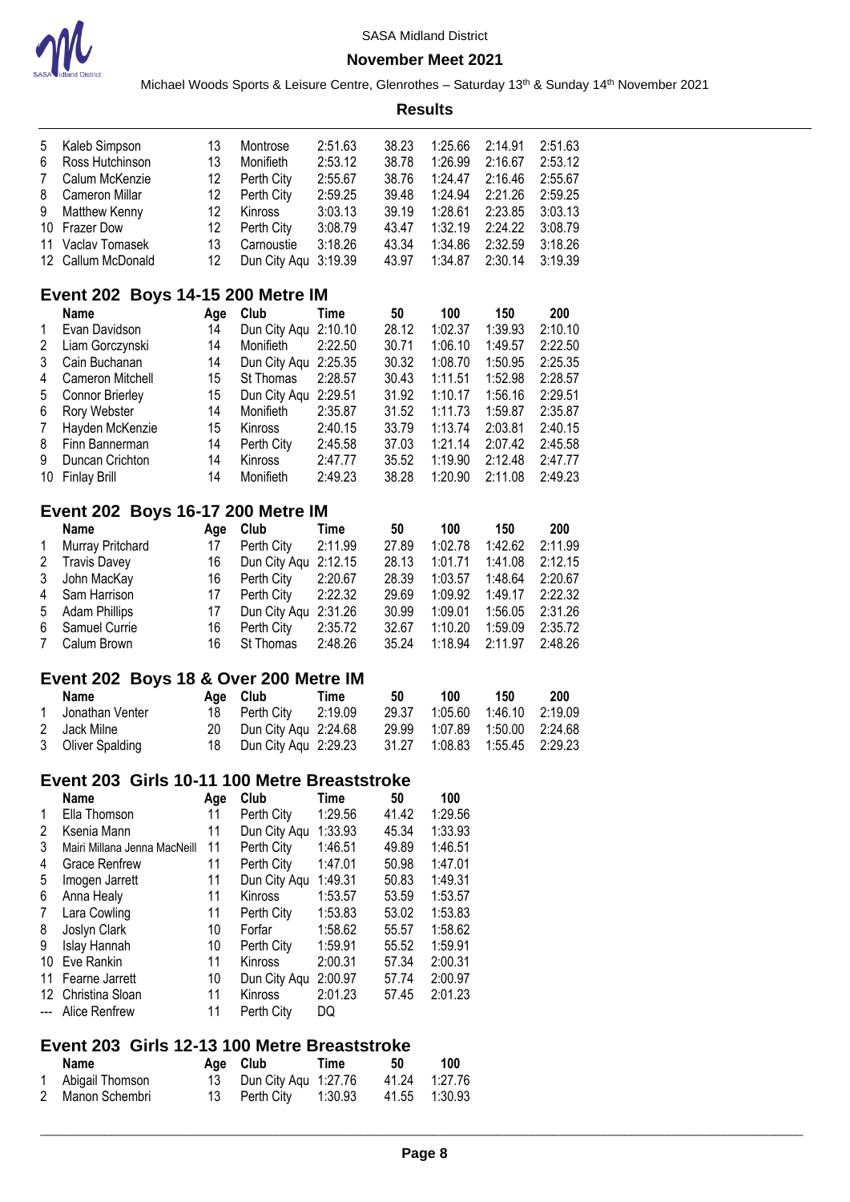| | Name | Age | Club | Time | 50 | 100 | 150 | 200 |
|---|---|---|---|---|---|---|---|---|
| 5 | Kaleb Simpson | 13 | Montrose | 2:51.63 | 38.23 | 1:25.66 | 2:14.91 | 2:51.63 |
| 6 | Ross Hutchinson | 13 | Monifieth | 2:53.12 | 38.78 | 1:26.99 | 2:16.67 | 2:53.12 |
| 7 | Calum McKenzie | 12 | Perth City | 2:55.67 | 38.76 | 1:24.47 | 2:16.46 | 2:55.67 |
| 8 | Cameron Millar | 12 | Perth City | 2:59.25 | 39.48 | 1:24.94 | 2:21.26 | 2:59.25 |
| 9 | Matthew Kenny | 12 | Kinross | 3:03.13 | 39.19 | 1:28.61 | 2:23.85 | 3:03.13 |
| 10 | Frazer Dow | 12 | Perth City | 3:08.79 | 43.47 | 1:32.19 | 2:24.22 | 3:08.79 |
| 11 | Vaclav Tomasek | 13 | Carnoustie | 3:18.26 | 43.34 | 1:34.86 | 2:32.59 | 3:18.26 |
| 12 | Callum McDonald | 12 | Dun City Aqu | 3:19.39 | 43.97 | 1:34.87 | 2:30.14 | 3:19.39 |

## Event 202 Boys 14-15 200 Metre IM

| | Name | Age | Club | Time | 50 | 100 | 150 | 200 |
|---|---|---|---|---|---|---|---|---|
| 1 | Evan Davidson | 14 | Dun City Aqu | 2:10.10 | 28.12 | 1:02.37 | 1:39.93 | 2:10.10 |
| 2 | Liam Gorczynski | 14 | Monifieth | 2:22.50 | 30.71 | 1:06.10 | 1:49.57 | 2:22.50 |
| 3 | Cain Buchanan | 14 | Dun City Aqu | 2:25.35 | 30.32 | 1:08.70 | 1:50.95 | 2:25.35 |
| 4 | Cameron Mitchell | 15 | St Thomas | 2:28.57 | 30.43 | 1:11.51 | 1:52.98 | 2:28.57 |
| 5 | Connor Brierley | 15 | Dun City Aqu | 2:29.51 | 31.92 | 1:10.17 | 1:56.16 | 2:29.51 |
| 6 | Rory Webster | 14 | Monifieth | 2:35.87 | 31.52 | 1:11.73 | 1:59.87 | 2:35.87 |
| 7 | Hayden McKenzie | 15 | Kinross | 2:40.15 | 33.79 | 1:13.74 | 2:03.81 | 2:40.15 |
| 8 | Finn Bannerman | 14 | Perth City | 2:45.58 | 37.03 | 1:21.14 | 2:07.42 | 2:45.58 |
| 9 | Duncan Crichton | 14 | Kinross | 2:47.77 | 35.52 | 1:19.90 | 2:12.48 | 2:47.77 |
| 10 | Finlay Brill | 14 | Monifieth | 2:49.23 | 38.28 | 1:20.90 | 2:11.08 | 2:49.23 |

## Event 202 Boys 16-17 200 Metre IM

| | Name | Age | Club | Time | 50 | 100 | 150 | 200 |
|---|---|---|---|---|---|---|---|---|
| 1 | Murray Pritchard | 17 | Perth City | 2:11.99 | 27.89 | 1:02.78 | 1:42.62 | 2:11.99 |
| 2 | Travis Davey | 16 | Dun City Aqu | 2:12.15 | 28.13 | 1:01.71 | 1:41.08 | 2:12.15 |
| 3 | John MacKay | 16 | Perth City | 2:20.67 | 28.39 | 1:03.57 | 1:48.64 | 2:20.67 |
| 4 | Sam Harrison | 17 | Perth City | 2:22.32 | 29.69 | 1:09.92 | 1:49.17 | 2:22.32 |
| 5 | Adam Phillips | 17 | Dun City Aqu | 2:31.26 | 30.99 | 1:09.01 | 1:56.05 | 2:31.26 |
| 6 | Samuel Currie | 16 | Perth City | 2:35.72 | 32.67 | 1:10.20 | 1:59.09 | 2:35.72 |
| 7 | Calum Brown | 16 | St Thomas | 2:48.26 | 35.24 | 1:18.94 | 2:11.97 | 2:48.26 |

## Event 202 Boys 18 & Over 200 Metre IM

| | Name | Age | Club | Time | 50 | 100 | 150 | 200 |
|---|---|---|---|---|---|---|---|---|
| 1 | Jonathan Venter | 18 | Perth City | 2:19.09 | 29.37 | 1:05.60 | 1:46.10 | 2:19.09 |
| 2 | Jack Milne | 20 | Dun City Aqu | 2:24.68 | 29.99 | 1:07.89 | 1:50.00 | 2:24.68 |
| 3 | Oliver Spalding | 18 | Dun City Aqu | 2:29.23 | 31.27 | 1:08.83 | 1:55.45 | 2:29.23 |

## Event 203 Girls 10-11 100 Metre Breaststroke

| | Name | Age | Club | Time | 50 | 100 |
|---|---|---|---|---|---|---|
| 1 | Ella Thomson | 11 | Perth City | 1:29.56 | 41.42 | 1:29.56 |
| 2 | Ksenia Mann | 11 | Dun City Aqu | 1:33.93 | 45.34 | 1:33.93 |
| 3 | Mairi Millana Jenna MacNeill | 11 | Perth City | 1:46.51 | 49.89 | 1:46.51 |
| 4 | Grace Renfrew | 11 | Perth City | 1:47.01 | 50.98 | 1:47.01 |
| 5 | Imogen Jarrett | 11 | Dun City Aqu | 1:49.31 | 50.83 | 1:49.31 |
| 6 | Anna Healy | 11 | Kinross | 1:53.57 | 53.59 | 1:53.57 |
| 7 | Lara Cowling | 11 | Perth City | 1:53.83 | 53.02 | 1:53.83 |
| 8 | Joslyn Clark | 10 | Forfar | 1:58.62 | 55.57 | 1:58.62 |
| 9 | Islay Hannah | 10 | Perth City | 1:59.91 | 55.52 | 1:59.91 |
| 10 | Eve Rankin | 11 | Kinross | 2:00.31 | 57.34 | 2:00.31 |
| 11 | Fearne Jarrett | 10 | Dun City Aqu | 2:00.97 | 57.74 | 2:00.97 |
| 12 | Christina Sloan | 11 | Kinross | 2:01.23 | 57.45 | 2:01.23 |
| --- | Alice Renfrew | 11 | Perth City | DQ | | |

## Event 203 Girls 12-13 100 Metre Breaststroke

| | Name | Age | Club | Time | 50 | 100 |
|---|---|---|---|---|---|---|
| 1 | Abigail Thomson | 13 | Dun City Aqu | 1:27.76 | 41.24 | 1:27.76 |
| 2 | Manon Schembri | 13 | Perth City | 1:30.93 | 41.55 | 1:30.93 |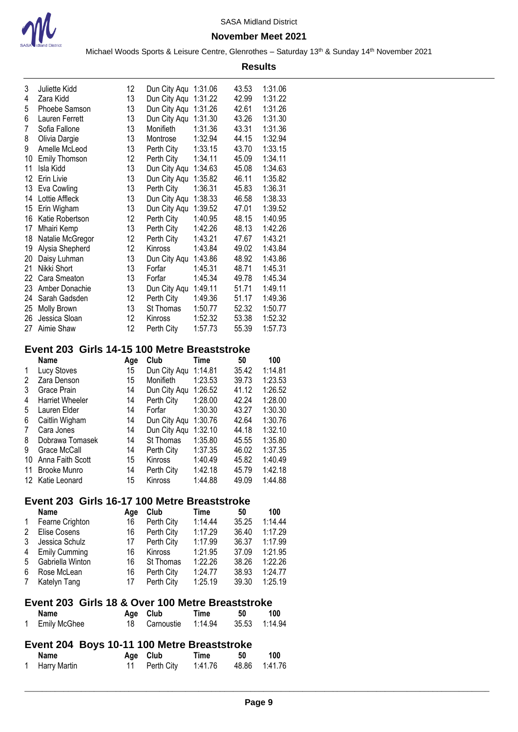| | Name | Age | Club | Time | 50 | 100 |
|---|---|---|---|---|---|---|
| 3 | Juliette Kidd | 12 | Dun City Aqu | 1:31.06 | 43.53 | 1:31.06 |
| 4 | Zara Kidd | 13 | Dun City Aqu | 1:31.22 | 42.99 | 1:31.22 |
| 5 | Phoebe Samson | 13 | Dun City Aqu | 1:31.26 | 42.61 | 1:31.26 |
| 6 | Lauren Ferrett | 13 | Dun City Aqu | 1:31.30 | 43.26 | 1:31.30 |
| 7 | Sofia Fallone | 13 | Monifieth | 1:31.36 | 43.31 | 1:31.36 |
| 8 | Olivia Dargie | 13 | Montrose | 1:32.94 | 44.15 | 1:32.94 |
| 9 | Amelle McLeod | 13 | Perth City | 1:33.15 | 43.70 | 1:33.15 |
| 10 | Emily Thomson | 12 | Perth City | 1:34.11 | 45.09 | 1:34.11 |
| 11 | Isla Kidd | 13 | Dun City Aqu | 1:34.63 | 45.08 | 1:34.63 |
| 12 | Erin Livie | 13 | Dun City Aqu | 1:35.82 | 46.11 | 1:35.82 |
| 13 | Eva Cowling | 13 | Perth City | 1:36.31 | 45.83 | 1:36.31 |
| 14 | Lottie Affleck | 13 | Dun City Aqu | 1:38.33 | 46.58 | 1:38.33 |
| 15 | Erin Wigham | 13 | Dun City Aqu | 1:39.52 | 47.01 | 1:39.52 |
| 16 | Katie Robertson | 12 | Perth City | 1:40.95 | 48.15 | 1:40.95 |
| 17 | Mhairi Kemp | 13 | Perth City | 1:42.26 | 48.13 | 1:42.26 |
| 18 | Natalie McGregor | 12 | Perth City | 1:43.21 | 47.67 | 1:43.21 |
| 19 | Alysia Shepherd | 12 | Kinross | 1:43.84 | 49.02 | 1:43.84 |
| 20 | Daisy Luhman | 13 | Dun City Aqu | 1:43.86 | 48.92 | 1:43.86 |
| 21 | Nikki Short | 13 | Forfar | 1:45.31 | 48.71 | 1:45.31 |
| 22 | Cara Smeaton | 13 | Forfar | 1:45.34 | 49.78 | 1:45.34 |
| 23 | Amber Donachie | 13 | Dun City Aqu | 1:49.11 | 51.71 | 1:49.11 |
| 24 | Sarah Gadsden | 12 | Perth City | 1:49.36 | 51.17 | 1:49.36 |
| 25 | Molly Brown | 13 | St Thomas | 1:50.77 | 52.32 | 1:50.77 |
| 26 | Jessica Sloan | 12 | Kinross | 1:52.32 | 53.38 | 1:52.32 |
| 27 | Aimie Shaw | 12 | Perth City | 1:57.73 | 55.39 | 1:57.73 |

## Event 203 Girls 14-15 100 Metre Breaststroke

| | Name | Age | Club | Time | 50 | 100 |
|---|---|---|---|---|---|---|
| 1 | Lucy Stoves | 15 | Dun City Aqu | 1:14.81 | 35.42 | 1:14.81 |
| 2 | Zara Denson | 15 | Monifieth | 1:23.53 | 39.73 | 1:23.53 |
| 3 | Grace Prain | 14 | Dun City Aqu | 1:26.52 | 41.12 | 1:26.52 |
| 4 | Harriet Wheeler | 14 | Perth City | 1:28.00 | 42.24 | 1:28.00 |
| 5 | Lauren Elder | 14 | Forfar | 1:30.30 | 43.27 | 1:30.30 |
| 6 | Caitlin Wigham | 14 | Dun City Aqu | 1:30.76 | 42.64 | 1:30.76 |
| 7 | Cara Jones | 14 | Dun City Aqu | 1:32.10 | 44.18 | 1:32.10 |
| 8 | Dobrawa Tomasek | 14 | St Thomas | 1:35.80 | 45.55 | 1:35.80 |
| 9 | Grace McCall | 14 | Perth City | 1:37.35 | 46.02 | 1:37.35 |
| 10 | Anna Faith Scott | 15 | Kinross | 1:40.49 | 45.82 | 1:40.49 |
| 11 | Brooke Munro | 14 | Perth City | 1:42.18 | 45.79 | 1:42.18 |
| 12 | Katie Leonard | 15 | Kinross | 1:44.88 | 49.09 | 1:44.88 |

## Event 203 Girls 16-17 100 Metre Breaststroke

| | Name | Age | Club | Time | 50 | 100 |
|---|---|---|---|---|---|---|
| 1 | Fearne Crighton | 16 | Perth City | 1:14.44 | 35.25 | 1:14.44 |
| 2 | Elise Cosens | 16 | Perth City | 1:17.29 | 36.40 | 1:17.29 |
| 3 | Jessica Schulz | 17 | Perth City | 1:17.99 | 36.37 | 1:17.99 |
| 4 | Emily Cumming | 16 | Kinross | 1:21.95 | 37.09 | 1:21.95 |
| 5 | Gabriella Winton | 16 | St Thomas | 1:22.26 | 38.26 | 1:22.26 |
| 6 | Rose McLean | 16 | Perth City | 1:24.77 | 38.93 | 1:24.77 |
| 7 | Katelyn Tang | 17 | Perth City | 1:25.19 | 39.30 | 1:25.19 |

## Event 203 Girls 18 & Over 100 Metre Breaststroke

| | Name | Age | Club | Time | 50 | 100 |
|---|---|---|---|---|---|---|
| 1 | Emily McGhee | 18 | Carnoustie | 1:14.94 | 35.53 | 1:14.94 |

## Event 204 Boys 10-11 100 Metre Breaststroke

| | Name | Age | Club | Time | 50 | 100 |
|---|---|---|---|---|---|---|
| 1 | Harry Martin | 11 | Perth City | 1:41.76 | 48.86 | 1:41.76 |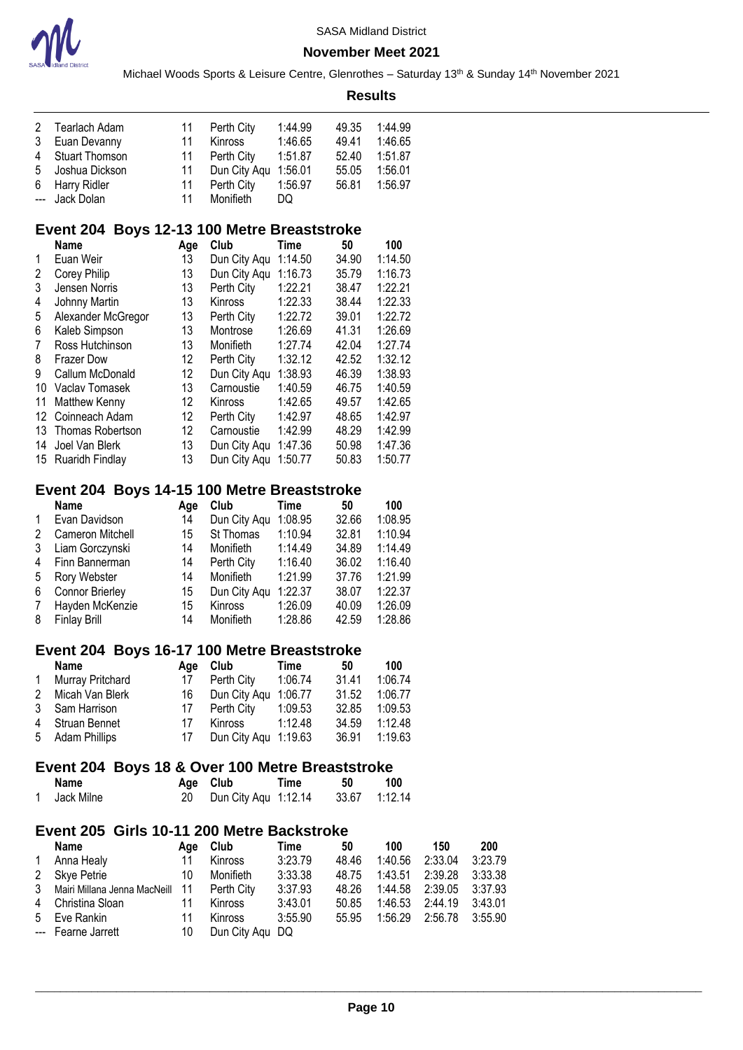| | Name | Age | Club | Time | 50 | 100 |
|---|---|---|---|---|---|---|
| 2 | Tearlach Adam | 11 | Perth City | 1:44.99 | 49.35 | 1:44.99 |
| 3 | Euan Devanny | 11 | Kinross | 1:46.65 | 49.41 | 1:46.65 |
| 4 | Stuart Thomson | 11 | Perth City | 1:51.87 | 52.40 | 1:51.87 |
| 5 | Joshua Dickson | 11 | Dun City Aqu | 1:56.01 | 55.05 | 1:56.01 |
| 6 | Harry Ridler | 11 | Perth City | 1:56.97 | 56.81 | 1:56.97 |
| --- | Jack Dolan | 11 | Monifieth | DQ | | |

## Event 204 Boys 12-13 100 Metre Breaststroke

| | Name | Age | Club | Time | 50 | 100 |
|---|---|---|---|---|---|---|
| 1 | Euan Weir | 13 | Dun City Aqu | 1:14.50 | 34.90 | 1:14.50 |
| 2 | Corey Philip | 13 | Dun City Aqu | 1:16.73 | 35.79 | 1:16.73 |
| 3 | Jensen Norris | 13 | Perth City | 1:22.21 | 38.47 | 1:22.21 |
| 4 | Johnny Martin | 13 | Kinross | 1:22.33 | 38.44 | 1:22.33 |
| 5 | Alexander McGregor | 13 | Perth City | 1:22.72 | 39.01 | 1:22.72 |
| 6 | Kaleb Simpson | 13 | Montrose | 1:26.69 | 41.31 | 1:26.69 |
| 7 | Ross Hutchinson | 13 | Monifieth | 1:27.74 | 42.04 | 1:27.74 |
| 8 | Frazer Dow | 12 | Perth City | 1:32.12 | 42.52 | 1:32.12 |
| 9 | Callum McDonald | 12 | Dun City Aqu | 1:38.93 | 46.39 | 1:38.93 |
| 10 | Vaclav Tomasek | 13 | Carnoustie | 1:40.59 | 46.75 | 1:40.59 |
| 11 | Matthew Kenny | 12 | Kinross | 1:42.65 | 49.57 | 1:42.65 |
| 12 | Coinneach Adam | 12 | Perth City | 1:42.97 | 48.65 | 1:42.97 |
| 13 | Thomas Robertson | 12 | Carnoustie | 1:42.99 | 48.29 | 1:42.99 |
| 14 | Joel Van Blerk | 13 | Dun City Aqu | 1:47.36 | 50.98 | 1:47.36 |
| 15 | Ruaridh Findlay | 13 | Dun City Aqu | 1:50.77 | 50.83 | 1:50.77 |

## Event 204 Boys 14-15 100 Metre Breaststroke

| | Name | Age | Club | Time | 50 | 100 |
|---|---|---|---|---|---|---|
| 1 | Evan Davidson | 14 | Dun City Aqu | 1:08.95 | 32.66 | 1:08.95 |
| 2 | Cameron Mitchell | 15 | St Thomas | 1:10.94 | 32.81 | 1:10.94 |
| 3 | Liam Gorczynski | 14 | Monifieth | 1:14.49 | 34.89 | 1:14.49 |
| 4 | Finn Bannerman | 14 | Perth City | 1:16.40 | 36.02 | 1:16.40 |
| 5 | Rory Webster | 14 | Monifieth | 1:21.99 | 37.76 | 1:21.99 |
| 6 | Connor Brierley | 15 | Dun City Aqu | 1:22.37 | 38.07 | 1:22.37 |
| 7 | Hayden McKenzie | 15 | Kinross | 1:26.09 | 40.09 | 1:26.09 |
| 8 | Finlay Brill | 14 | Monifieth | 1:28.86 | 42.59 | 1:28.86 |

## Event 204 Boys 16-17 100 Metre Breaststroke

| | Name | Age | Club | Time | 50 | 100 |
|---|---|---|---|---|---|---|
| 1 | Murray Pritchard | 17 | Perth City | 1:06.74 | 31.41 | 1:06.74 |
| 2 | Micah Van Blerk | 16 | Dun City Aqu | 1:06.77 | 31.52 | 1:06.77 |
| 3 | Sam Harrison | 17 | Perth City | 1:09.53 | 32.85 | 1:09.53 |
| 4 | Struan Bennet | 17 | Kinross | 1:12.48 | 34.59 | 1:12.48 |
| 5 | Adam Phillips | 17 | Dun City Aqu | 1:19.63 | 36.91 | 1:19.63 |

## Event 204 Boys 18 & Over 100 Metre Breaststroke

| | Name | Age | Club | Time | 50 | 100 |
|---|---|---|---|---|---|---|
| 1 | Jack Milne | 20 | Dun City Aqu | 1:12.14 | 33.67 | 1:12.14 |

## Event 205 Girls 10-11 200 Metre Backstroke

| | Name | Age | Club | Time | 50 | 100 | 150 | 200 |
|---|---|---|---|---|---|---|---|---|
| 1 | Anna Healy | 11 | Kinross | 3:23.79 | 48.46 | 1:40.56 | 2:33.04 | 3:23.79 |
| 2 | Skye Petrie | 10 | Monifieth | 3:33.38 | 48.75 | 1:43.51 | 2:39.28 | 3:33.38 |
| 3 | Mairi Millana Jenna MacNeill | 11 | Perth City | 3:37.93 | 48.26 | 1:44.58 | 2:39.05 | 3:37.93 |
| 4 | Christina Sloan | 11 | Kinross | 3:43.01 | 50.85 | 1:46.53 | 2:44.19 | 3:43.01 |
| 5 | Eve Rankin | 11 | Kinross | 3:55.90 | 55.95 | 1:56.29 | 2:56.78 | 3:55.90 |
| --- | Fearne Jarrett | 10 | Dun City Aqu | DQ | | | | |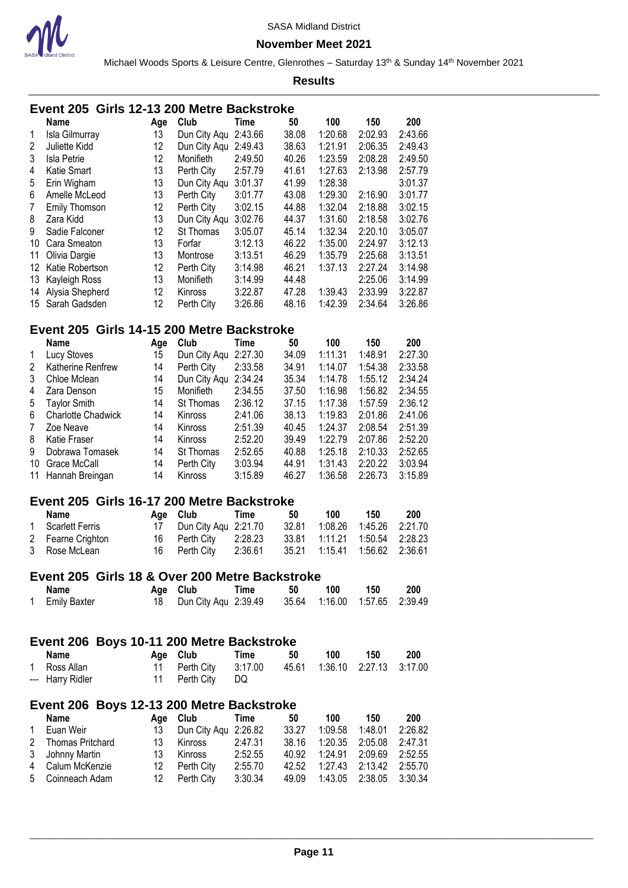SASA Midland District

**November Meet 2021**

Michael Woods Sports & Leisure Centre, Glenrothes – Saturday 13th & Sunday 14th November 2021

**Results**

## Event 205 Girls 12-13 200 Metre Backstroke

| | Name | Age | Club | Time | 50 | 100 | 150 | 200 |
|---|---|---|---|---|---|---|---|---|
| 1 | Isla Gilmurray | 13 | Dun City Aqu | 2:43.66 | 38.08 | 1:20.68 | 2:02.93 | 2:43.66 |
| 2 | Juliette Kidd | 12 | Dun City Aqu | 2:49.43 | 38.63 | 1:21.91 | 2:06.35 | 2:49.43 |
| 3 | Isla Petrie | 12 | Monifieth | 2:49.50 | 40.26 | 1:23.59 | 2:08.28 | 2:49.50 |
| 4 | Katie Smart | 13 | Perth City | 2:57.79 | 41.61 | 1:27.63 | 2:13.98 | 2:57.79 |
| 5 | Erin Wigham | 13 | Dun City Aqu | 3:01.37 | 41.99 | 1:28.38 | | 3:01.37 |
| 6 | Amelle McLeod | 13 | Perth City | 3:01.77 | 43.08 | 1:29.30 | 2:16.90 | 3:01.77 |
| 7 | Emily Thomson | 12 | Perth City | 3:02.15 | 44.88 | 1:32.04 | 2:18.88 | 3:02.15 |
| 8 | Zara Kidd | 13 | Dun City Aqu | 3:02.76 | 44.37 | 1:31.60 | 2:18.58 | 3:02.76 |
| 9 | Sadie Falconer | 12 | St Thomas | 3:05.07 | 45.14 | 1:32.34 | 2:20.10 | 3:05.07 |
| 10 | Cara Smeaton | 13 | Forfar | 3:12.13 | 46.22 | 1:35.00 | 2:24.97 | 3:12.13 |
| 11 | Olivia Dargie | 13 | Montrose | 3:13.51 | 46.29 | 1:35.79 | 2:25.68 | 3:13.51 |
| 12 | Katie Robertson | 12 | Perth City | 3:14.98 | 46.21 | 1:37.13 | 2:27.24 | 3:14.98 |
| 13 | Kayleigh Ross | 13 | Monifieth | 3:14.99 | 44.48 | | 2:25.06 | 3:14.99 |
| 14 | Alysia Shepherd | 12 | Kinross | 3:22.87 | 47.28 | 1:39.43 | 2:33.99 | 3:22.87 |
| 15 | Sarah Gadsden | 12 | Perth City | 3:26.86 | 48.16 | 1:42.39 | 2:34.64 | 3:26.86 |

## Event 205 Girls 14-15 200 Metre Backstroke

| | Name | Age | Club | Time | 50 | 100 | 150 | 200 |
|---|---|---|---|---|---|---|---|---|
| 1 | Lucy Stoves | 15 | Dun City Aqu | 2:27.30 | 34.09 | 1:11.31 | 1:48.91 | 2:27.30 |
| 2 | Katherine Renfrew | 14 | Perth City | 2:33.58 | 34.91 | 1:14.07 | 1:54.38 | 2:33.58 |
| 3 | Chloe Mclean | 14 | Dun City Aqu | 2:34.24 | 35.34 | 1:14.78 | 1:55.12 | 2:34.24 |
| 4 | Zara Denson | 15 | Monifieth | 2:34.55 | 37.50 | 1:16.98 | 1:56.82 | 2:34.55 |
| 5 | Taylor Smith | 14 | St Thomas | 2:36.12 | 37.15 | 1:17.38 | 1:57.59 | 2:36.12 |
| 6 | Charlotte Chadwick | 14 | Kinross | 2:41.06 | 38.13 | 1:19.83 | 2:01.86 | 2:41.06 |
| 7 | Zoe Neave | 14 | Kinross | 2:51.39 | 40.45 | 1:24.37 | 2:08.54 | 2:51.39 |
| 8 | Katie Fraser | 14 | Kinross | 2:52.20 | 39.49 | 1:22.79 | 2:07.86 | 2:52.20 |
| 9 | Dobrawa Tomasek | 14 | St Thomas | 2:52.65 | 40.88 | 1:25.18 | 2:10.33 | 2:52.65 |
| 10 | Grace McCall | 14 | Perth City | 3:03.94 | 44.91 | 1:31.43 | 2:20.22 | 3:03.94 |
| 11 | Hannah Breingan | 14 | Kinross | 3:15.89 | 46.27 | 1:36.58 | 2:26.73 | 3:15.89 |

## Event 205 Girls 16-17 200 Metre Backstroke

| | Name | Age | Club | Time | 50 | 100 | 150 | 200 |
|---|---|---|---|---|---|---|---|---|
| 1 | Scarlett Ferris | 17 | Dun City Aqu | 2:21.70 | 32.81 | 1:08.26 | 1:45.26 | 2:21.70 |
| 2 | Fearne Crighton | 16 | Perth City | 2:28.23 | 33.81 | 1:11.21 | 1:50.54 | 2:28.23 |
| 3 | Rose McLean | 16 | Perth City | 2:36.61 | 35.21 | 1:15.41 | 1:56.62 | 2:36.61 |

## Event 205 Girls 18 & Over 200 Metre Backstroke

| | Name | Age | Club | Time | 50 | 100 | 150 | 200 |
|---|---|---|---|---|---|---|---|---|
| 1 | Emily Baxter | 18 | Dun City Aqu | 2:39.49 | 35.64 | 1:16.00 | 1:57.65 | 2:39.49 |

## Event 206 Boys 10-11 200 Metre Backstroke

| | Name | Age | Club | Time | 50 | 100 | 150 | 200 |
|---|---|---|---|---|---|---|---|---|
| 1 | Ross Allan | 11 | Perth City | 3:17.00 | 45.61 | 1:36.10 | 2:27.13 | 3:17.00 |
| --- | Harry Ridler | 11 | Perth City | DQ | | | | |

## Event 206 Boys 12-13 200 Metre Backstroke

| | Name | Age | Club | Time | 50 | 100 | 150 | 200 |
|---|---|---|---|---|---|---|---|---|
| 1 | Euan Weir | 13 | Dun City Aqu | 2:26.82 | 33.27 | 1:09.58 | 1:48.01 | 2:26.82 |
| 2 | Thomas Pritchard | 13 | Kinross | 2:47.31 | 38.16 | 1:20.35 | 2:05.08 | 2:47.31 |
| 3 | Johnny Martin | 13 | Kinross | 2:52.55 | 40.92 | 1:24.91 | 2:09.69 | 2:52.55 |
| 4 | Calum McKenzie | 12 | Perth City | 2:55.70 | 42.52 | 1:27.43 | 2:13.42 | 2:55.70 |
| 5 | Coinneach Adam | 12 | Perth City | 3:30.34 | 49.09 | 1:43.05 | 2:38.05 | 3:30.34 |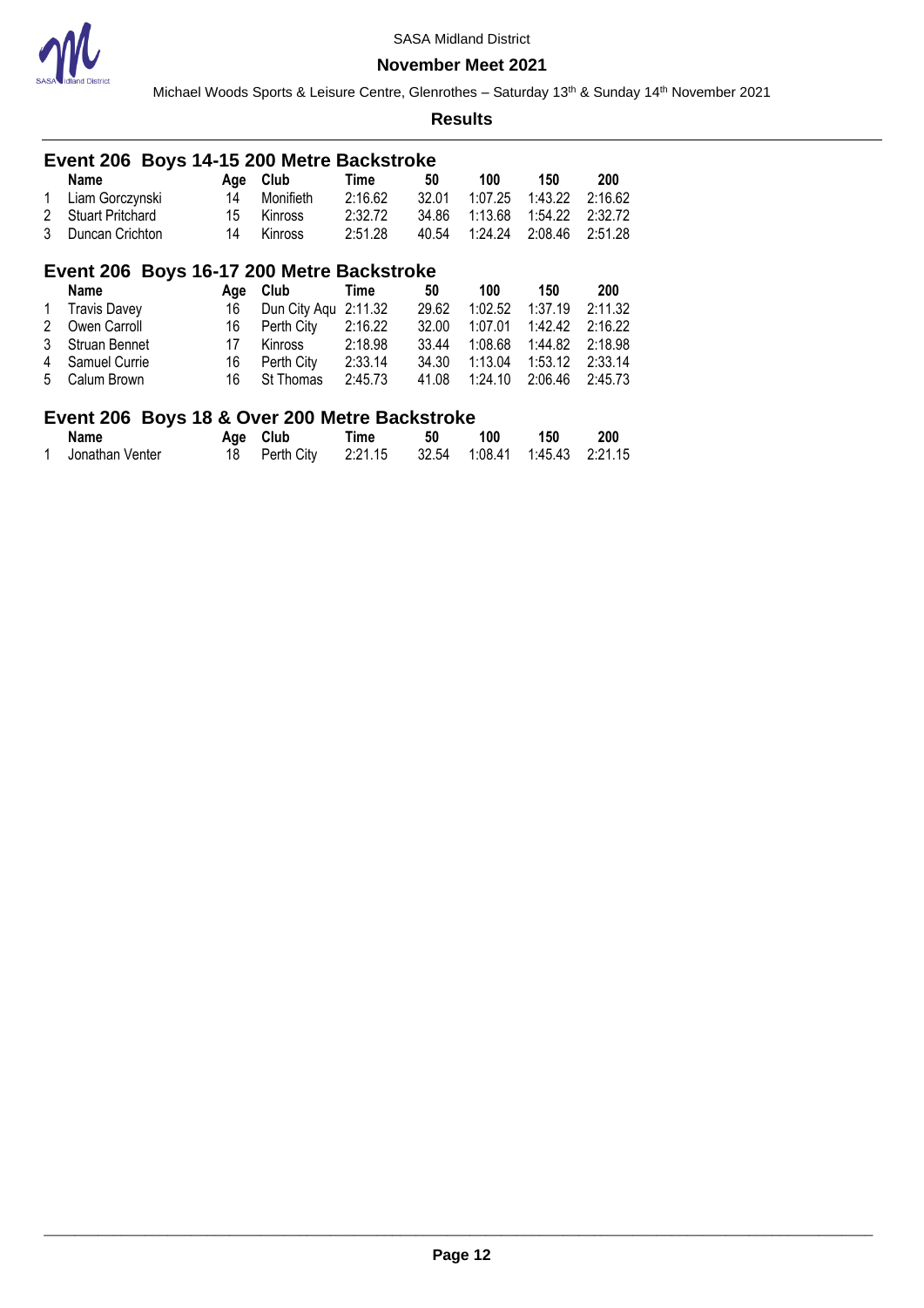SASA Midland District

**November Meet 2021**

Michael Woods Sports & Leisure Centre, Glenrothes – Saturday 13th & Sunday 14th November 2021

**Results**

## Event 206 Boys 14-15 200 Metre Backstroke

| | Name | Age | Club | Time | 50 | 100 | 150 | 200 |
|---|---|---|---|---|---|---|---|---|
| 1 | Liam Gorczynski | 14 | Monifieth | 2:16.62 | 32.01 | 1:07.25 | 1:43.22 | 2:16.62 |
| 2 | Stuart Pritchard | 15 | Kinross | 2:32.72 | 34.86 | 1:13.68 | 1:54.22 | 2:32.72 |
| 3 | Duncan Crichton | 14 | Kinross | 2:51.28 | 40.54 | 1:24.24 | 2:08.46 | 2:51.28 |

## Event 206 Boys 16-17 200 Metre Backstroke

| | Name | Age | Club | Time | 50 | 100 | 150 | 200 |
|---|---|---|---|---|---|---|---|---|
| 1 | Travis Davey | 16 | Dun City Aqu | 2:11.32 | 29.62 | 1:02.52 | 1:37.19 | 2:11.32 |
| 2 | Owen Carroll | 16 | Perth City | 2:16.22 | 32.00 | 1:07.01 | 1:42.42 | 2:16.22 |
| 3 | Struan Bennet | 17 | Kinross | 2:18.98 | 33.44 | 1:08.68 | 1:44.82 | 2:18.98 |
| 4 | Samuel Currie | 16 | Perth City | 2:33.14 | 34.30 | 1:13.04 | 1:53.12 | 2:33.14 |
| 5 | Calum Brown | 16 | St Thomas | 2:45.73 | 41.08 | 1:24.10 | 2:06.46 | 2:45.73 |

## Event 206 Boys 18 & Over 200 Metre Backstroke

| | Name | Age | Club | Time | 50 | 100 | 150 | 200 |
|---|---|---|---|---|---|---|---|---|
| 1 | Jonathan Venter | 18 | Perth City | 2:21.15 | 32.54 | 1:08.41 | 1:45.43 | 2:21.15 |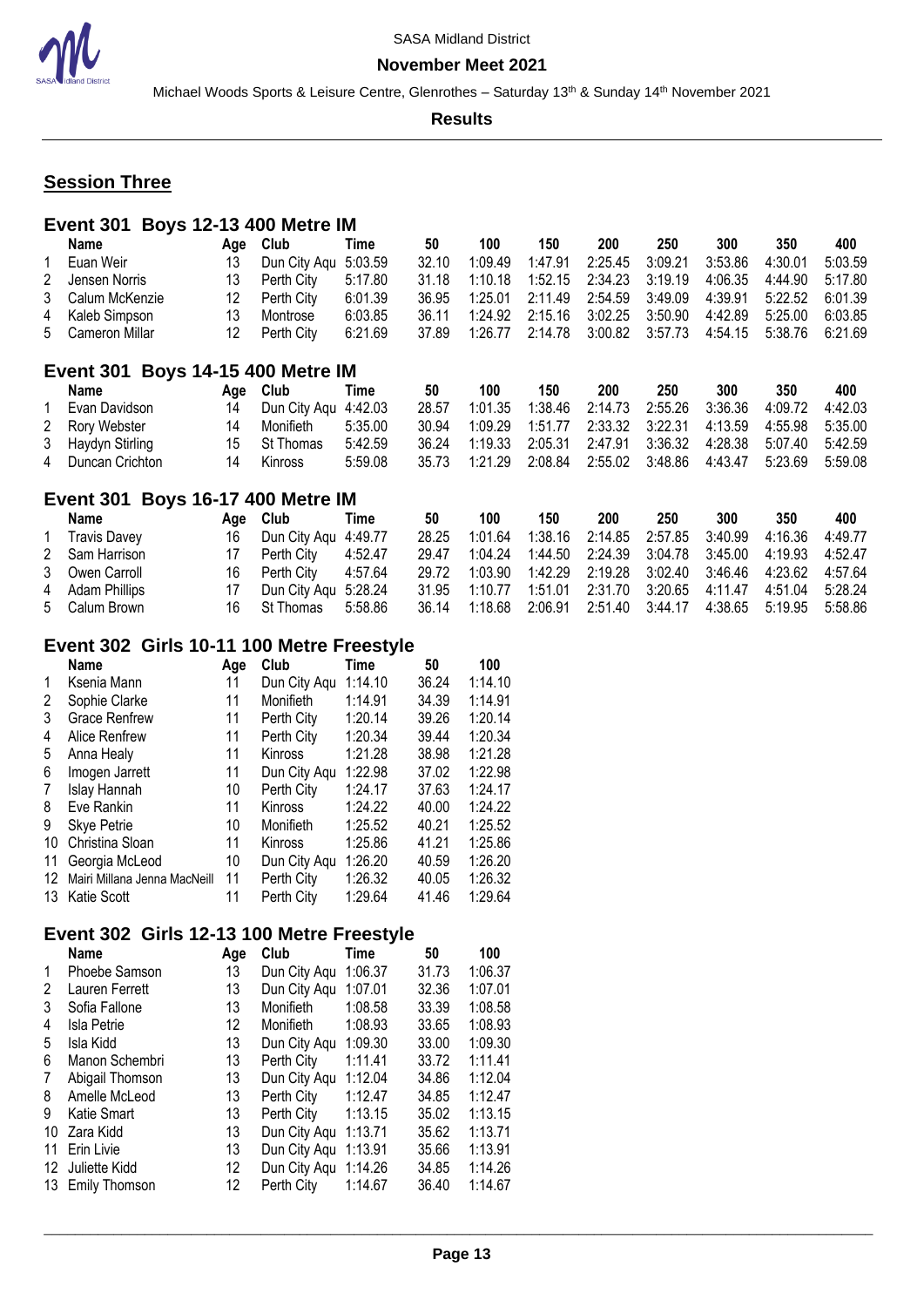## Session Three

### Event 301 Boys 12-13 400 Metre IM

| | Name | Age | Club | Time | 50 | 100 | 150 | 200 | 250 | 300 | 350 | 400 |
|---|---|---|---|---|---|---|---|---|---|---|---|---|
| 1 | Euan Weir | 13 | Dun City Aqu | 5:03.59 | 32.10 | 1:09.49 | 1:47.91 | 2:25.45 | 3:09.21 | 3:53.86 | 4:30.01 | 5:03.59 |
| 2 | Jensen Norris | 13 | Perth City | 5:17.80 | 31.18 | 1:10.18 | 1:52.15 | 2:34.23 | 3:19.19 | 4:06.35 | 4:44.90 | 5:17.80 |
| 3 | Calum McKenzie | 12 | Perth City | 6:01.39 | 36.95 | 1:25.01 | 2:11.49 | 2:54.59 | 3:49.09 | 4:39.91 | 5:22.52 | 6:01.39 |
| 4 | Kaleb Simpson | 13 | Montrose | 6:03.85 | 36.11 | 1:24.92 | 2:15.16 | 3:02.25 | 3:50.90 | 4:42.89 | 5:25.00 | 6:03.85 |
| 5 | Cameron Millar | 12 | Perth City | 6:21.69 | 37.89 | 1:26.77 | 2:14.78 | 3:00.82 | 3:57.73 | 4:54.15 | 5:38.76 | 6:21.69 |

### Event 301 Boys 14-15 400 Metre IM

| | Name | Age | Club | Time | 50 | 100 | 150 | 200 | 250 | 300 | 350 | 400 |
|---|---|---|---|---|---|---|---|---|---|---|---|---|
| 1 | Evan Davidson | 14 | Dun City Aqu | 4:42.03 | 28.57 | 1:01.35 | 1:38.46 | 2:14.73 | 2:55.26 | 3:36.36 | 4:09.72 | 4:42.03 |
| 2 | Rory Webster | 14 | Monifieth | 5:35.00 | 30.94 | 1:09.29 | 1:51.77 | 2:33.32 | 3:22.31 | 4:13.59 | 4:55.98 | 5:35.00 |
| 3 | Haydyn Stirling | 15 | St Thomas | 5:42.59 | 36.24 | 1:19.33 | 2:05.31 | 2:47.91 | 3:36.32 | 4:28.38 | 5:07.40 | 5:42.59 |
| 4 | Duncan Crichton | 14 | Kinross | 5:59.08 | 35.73 | 1:21.29 | 2:08.84 | 2:55.02 | 3:48.86 | 4:43.47 | 5:23.69 | 5:59.08 |

### Event 301 Boys 16-17 400 Metre IM

| | Name | Age | Club | Time | 50 | 100 | 150 | 200 | 250 | 300 | 350 | 400 |
|---|---|---|---|---|---|---|---|---|---|---|---|---|
| 1 | Travis Davey | 16 | Dun City Aqu | 4:49.77 | 28.25 | 1:01.64 | 1:38.16 | 2:14.85 | 2:57.85 | 3:40.99 | 4:16.36 | 4:49.77 |
| 2 | Sam Harrison | 17 | Perth City | 4:52.47 | 29.47 | 1:04.24 | 1:44.50 | 2:24.39 | 3:04.78 | 3:45.00 | 4:19.93 | 4:52.47 |
| 3 | Owen Carroll | 16 | Perth City | 4:57.64 | 29.72 | 1:03.90 | 1:42.29 | 2:19.28 | 3:02.40 | 3:46.46 | 4:23.62 | 4:57.64 |
| 4 | Adam Phillips | 17 | Dun City Aqu | 5:28.24 | 31.95 | 1:10.77 | 1:51.01 | 2:31.70 | 3:20.65 | 4:11.47 | 4:51.04 | 5:28.24 |
| 5 | Calum Brown | 16 | St Thomas | 5:58.86 | 36.14 | 1:18.68 | 2:06.91 | 2:51.40 | 3:44.17 | 4:38.65 | 5:19.95 | 5:58.86 |

### Event 302 Girls 10-11 100 Metre Freestyle

| | Name | Age | Club | Time | 50 | 100 |
|---|---|---|---|---|---|---|
| 1 | Ksenia Mann | 11 | Dun City Aqu | 1:14.10 | 36.24 | 1:14.10 |
| 2 | Sophie Clarke | 11 | Monifieth | 1:14.91 | 34.39 | 1:14.91 |
| 3 | Grace Renfrew | 11 | Perth City | 1:20.14 | 39.26 | 1:20.14 |
| 4 | Alice Renfrew | 11 | Perth City | 1:20.34 | 39.44 | 1:20.34 |
| 5 | Anna Healy | 11 | Kinross | 1:21.28 | 38.98 | 1:21.28 |
| 6 | Imogen Jarrett | 11 | Dun City Aqu | 1:22.98 | 37.02 | 1:22.98 |
| 7 | Islay Hannah | 10 | Perth City | 1:24.17 | 37.63 | 1:24.17 |
| 8 | Eve Rankin | 11 | Kinross | 1:24.22 | 40.00 | 1:24.22 |
| 9 | Skye Petrie | 10 | Monifieth | 1:25.52 | 40.21 | 1:25.52 |
| 10 | Christina Sloan | 11 | Kinross | 1:25.86 | 41.21 | 1:25.86 |
| 11 | Georgia McLeod | 10 | Dun City Aqu | 1:26.20 | 40.59 | 1:26.20 |
| 12 | Mairi Millana Jenna MacNeill | 11 | Perth City | 1:26.32 | 40.05 | 1:26.32 |
| 13 | Katie Scott | 11 | Perth City | 1:29.64 | 41.46 | 1:29.64 |

### Event 302 Girls 12-13 100 Metre Freestyle

| | Name | Age | Club | Time | 50 | 100 |
|---|---|---|---|---|---|---|
| 1 | Phoebe Samson | 13 | Dun City Aqu | 1:06.37 | 31.73 | 1:06.37 |
| 2 | Lauren Ferrett | 13 | Dun City Aqu | 1:07.01 | 32.36 | 1:07.01 |
| 3 | Sofia Fallone | 13 | Monifieth | 1:08.58 | 33.39 | 1:08.58 |
| 4 | Isla Petrie | 12 | Monifieth | 1:08.93 | 33.65 | 1:08.93 |
| 5 | Isla Kidd | 13 | Dun City Aqu | 1:09.30 | 33.00 | 1:09.30 |
| 6 | Manon Schembri | 13 | Perth City | 1:11.41 | 33.72 | 1:11.41 |
| 7 | Abigail Thomson | 13 | Dun City Aqu | 1:12.04 | 34.86 | 1:12.04 |
| 8 | Amelle McLeod | 13 | Perth City | 1:12.47 | 34.85 | 1:12.47 |
| 9 | Katie Smart | 13 | Perth City | 1:13.15 | 35.02 | 1:13.15 |
| 10 | Zara Kidd | 13 | Dun City Aqu | 1:13.71 | 35.62 | 1:13.71 |
| 11 | Erin Livie | 13 | Dun City Aqu | 1:13.91 | 35.66 | 1:13.91 |
| 12 | Juliette Kidd | 12 | Dun City Aqu | 1:14.26 | 34.85 | 1:14.26 |
| 13 | Emily Thomson | 12 | Perth City | 1:14.67 | 36.40 | 1:14.67 |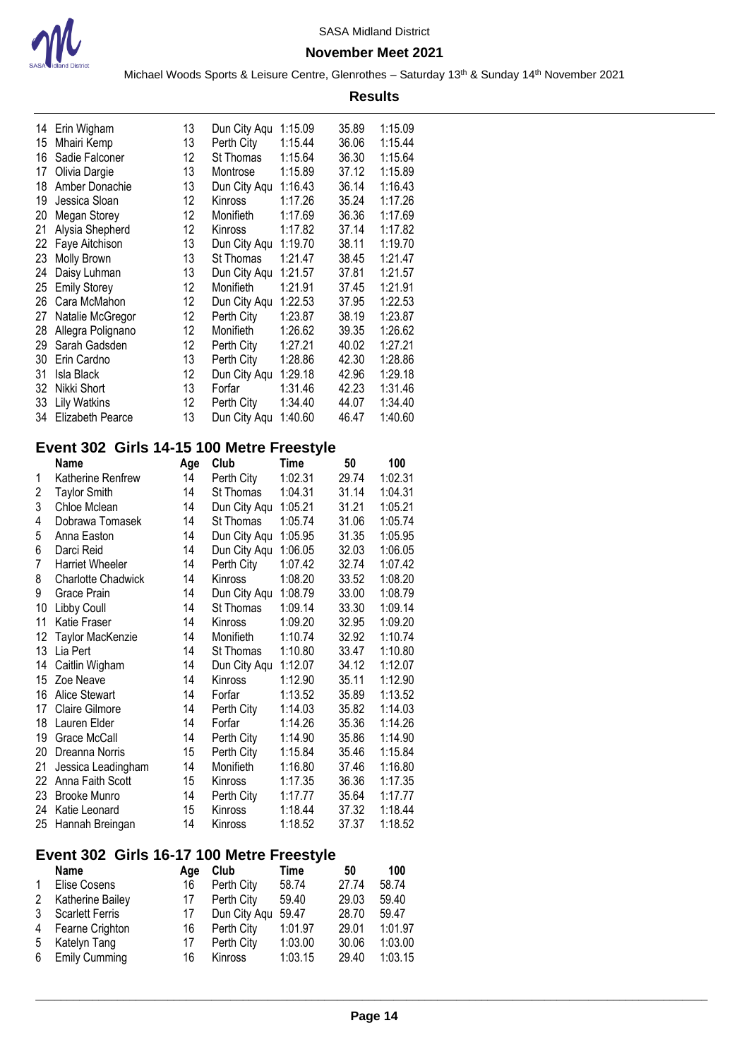SASA Midland District

**November Meet 2021**

Michael Woods Sports & Leisure Centre, Glenrothes – Saturday 13th & Sunday 14th November 2021

**Results**

| | Name | Age | Club | Time | 50 | 100 |
|---|---|---|---|---|---|---|
| 14 | Erin Wigham | 13 | Dun City Aqu | 1:15.09 | 35.89 | 1:15.09 |
| 15 | Mhairi Kemp | 13 | Perth City | 1:15.44 | 36.06 | 1:15.44 |
| 16 | Sadie Falconer | 12 | St Thomas | 1:15.64 | 36.30 | 1:15.64 |
| 17 | Olivia Dargie | 13 | Montrose | 1:15.89 | 37.12 | 1:15.89 |
| 18 | Amber Donachie | 13 | Dun City Aqu | 1:16.43 | 36.14 | 1:16.43 |
| 19 | Jessica Sloan | 12 | Kinross | 1:17.26 | 35.24 | 1:17.26 |
| 20 | Megan Storey | 12 | Monifieth | 1:17.69 | 36.36 | 1:17.69 |
| 21 | Alysia Shepherd | 12 | Kinross | 1:17.82 | 37.14 | 1:17.82 |
| 22 | Faye Aitchison | 13 | Dun City Aqu | 1:19.70 | 38.11 | 1:19.70 |
| 23 | Molly Brown | 13 | St Thomas | 1:21.47 | 38.45 | 1:21.47 |
| 24 | Daisy Luhman | 13 | Dun City Aqu | 1:21.57 | 37.81 | 1:21.57 |
| 25 | Emily Storey | 12 | Monifieth | 1:21.91 | 37.45 | 1:21.91 |
| 26 | Cara McMahon | 12 | Dun City Aqu | 1:22.53 | 37.95 | 1:22.53 |
| 27 | Natalie McGregor | 12 | Perth City | 1:23.87 | 38.19 | 1:23.87 |
| 28 | Allegra Polignano | 12 | Monifieth | 1:26.62 | 39.35 | 1:26.62 |
| 29 | Sarah Gadsden | 12 | Perth City | 1:27.21 | 40.02 | 1:27.21 |
| 30 | Erin Cardno | 13 | Perth City | 1:28.86 | 42.30 | 1:28.86 |
| 31 | Isla Black | 12 | Dun City Aqu | 1:29.18 | 42.96 | 1:29.18 |
| 32 | Nikki Short | 13 | Forfar | 1:31.46 | 42.23 | 1:31.46 |
| 33 | Lily Watkins | 12 | Perth City | 1:34.40 | 44.07 | 1:34.40 |
| 34 | Elizabeth Pearce | 13 | Dun City Aqu | 1:40.60 | 46.47 | 1:40.60 |

## Event 302 Girls 14-15 100 Metre Freestyle

| | Name | Age | Club | Time | 50 | 100 |
|---|---|---|---|---|---|---|
| 1 | Katherine Renfrew | 14 | Perth City | 1:02.31 | 29.74 | 1:02.31 |
| 2 | Taylor Smith | 14 | St Thomas | 1:04.31 | 31.14 | 1:04.31 |
| 3 | Chloe Mclean | 14 | Dun City Aqu | 1:05.21 | 31.21 | 1:05.21 |
| 4 | Dobrawa Tomasek | 14 | St Thomas | 1:05.74 | 31.06 | 1:05.74 |
| 5 | Anna Easton | 14 | Dun City Aqu | 1:05.95 | 31.35 | 1:05.95 |
| 6 | Darci Reid | 14 | Dun City Aqu | 1:06.05 | 32.03 | 1:06.05 |
| 7 | Harriet Wheeler | 14 | Perth City | 1:07.42 | 32.74 | 1:07.42 |
| 8 | Charlotte Chadwick | 14 | Kinross | 1:08.20 | 33.52 | 1:08.20 |
| 9 | Grace Prain | 14 | Dun City Aqu | 1:08.79 | 33.00 | 1:08.79 |
| 10 | Libby Coull | 14 | St Thomas | 1:09.14 | 33.30 | 1:09.14 |
| 11 | Katie Fraser | 14 | Kinross | 1:09.20 | 32.95 | 1:09.20 |
| 12 | Taylor MacKenzie | 14 | Monifieth | 1:10.74 | 32.92 | 1:10.74 |
| 13 | Lia Pert | 14 | St Thomas | 1:10.80 | 33.47 | 1:10.80 |
| 14 | Caitlin Wigham | 14 | Dun City Aqu | 1:12.07 | 34.12 | 1:12.07 |
| 15 | Zoe Neave | 14 | Kinross | 1:12.90 | 35.11 | 1:12.90 |
| 16 | Alice Stewart | 14 | Forfar | 1:13.52 | 35.89 | 1:13.52 |
| 17 | Claire Gilmore | 14 | Perth City | 1:14.03 | 35.82 | 1:14.03 |
| 18 | Lauren Elder | 14 | Forfar | 1:14.26 | 35.36 | 1:14.26 |
| 19 | Grace McCall | 14 | Perth City | 1:14.90 | 35.86 | 1:14.90 |
| 20 | Dreanna Norris | 15 | Perth City | 1:15.84 | 35.46 | 1:15.84 |
| 21 | Jessica Leadingham | 14 | Monifieth | 1:16.80 | 37.46 | 1:16.80 |
| 22 | Anna Faith Scott | 15 | Kinross | 1:17.35 | 36.36 | 1:17.35 |
| 23 | Brooke Munro | 14 | Perth City | 1:17.77 | 35.64 | 1:17.77 |
| 24 | Katie Leonard | 15 | Kinross | 1:18.44 | 37.32 | 1:18.44 |
| 25 | Hannah Breingan | 14 | Kinross | 1:18.52 | 37.37 | 1:18.52 |

## Event 302 Girls 16-17 100 Metre Freestyle

| | Name | Age | Club | Time | 50 | 100 |
|---|---|---|---|---|---|---|
| 1 | Elise Cosens | 16 | Perth City | 58.74 | 27.74 | 58.74 |
| 2 | Katherine Bailey | 17 | Perth City | 59.40 | 29.03 | 59.40 |
| 3 | Scarlett Ferris | 17 | Dun City Aqu | 59.47 | 28.70 | 59.47 |
| 4 | Fearne Crighton | 16 | Perth City | 1:01.97 | 29.01 | 1:01.97 |
| 5 | Katelyn Tang | 17 | Perth City | 1:03.00 | 30.06 | 1:03.00 |
| 6 | Emily Cumming | 16 | Kinross | 1:03.15 | 29.40 | 1:03.15 |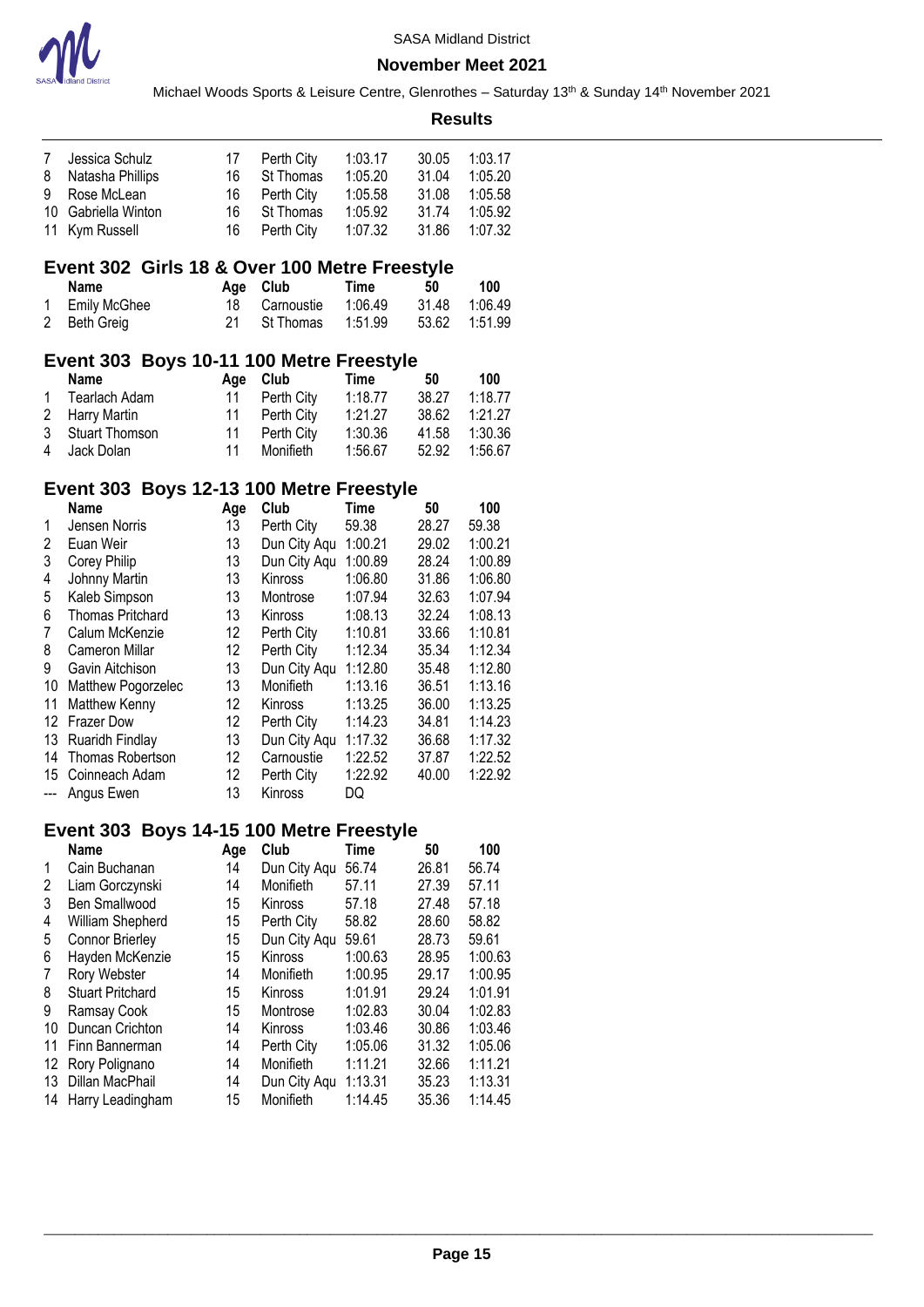| | Name | Age | Club | Time | 50 | 100 |
|---|---|---|---|---|---|---|
| 7 | Jessica Schulz | 17 | Perth City | 1:03.17 | 30.05 | 1:03.17 |
| 8 | Natasha Phillips | 16 | St Thomas | 1:05.20 | 31.04 | 1:05.20 |
| 9 | Rose McLean | 16 | Perth City | 1:05.58 | 31.08 | 1:05.58 |
| 10 | Gabriella Winton | 16 | St Thomas | 1:05.92 | 31.74 | 1:05.92 |
| 11 | Kym Russell | 16 | Perth City | 1:07.32 | 31.86 | 1:07.32 |

## Event 302 Girls 18 & Over 100 Metre Freestyle

| | Name | Age | Club | Time | 50 | 100 |
|---|---|---|---|---|---|---|
| 1 | Emily McGhee | 18 | Carnoustie | 1:06.49 | 31.48 | 1:06.49 |
| 2 | Beth Greig | 21 | St Thomas | 1:51.99 | 53.62 | 1:51.99 |

## Event 303 Boys 10-11 100 Metre Freestyle

| | Name | Age | Club | Time | 50 | 100 |
|---|---|---|---|---|---|---|
| 1 | Tearlach Adam | 11 | Perth City | 1:18.77 | 38.27 | 1:18.77 |
| 2 | Harry Martin | 11 | Perth City | 1:21.27 | 38.62 | 1:21.27 |
| 3 | Stuart Thomson | 11 | Perth City | 1:30.36 | 41.58 | 1:30.36 |
| 4 | Jack Dolan | 11 | Monifieth | 1:56.67 | 52.92 | 1:56.67 |

## Event 303 Boys 12-13 100 Metre Freestyle

| | Name | Age | Club | Time | 50 | 100 |
|---|---|---|---|---|---|---|
| 1 | Jensen Norris | 13 | Perth City | 59.38 | 28.27 | 59.38 |
| 2 | Euan Weir | 13 | Dun City Aqu | 1:00.21 | 29.02 | 1:00.21 |
| 3 | Corey Philip | 13 | Dun City Aqu | 1:00.89 | 28.24 | 1:00.89 |
| 4 | Johnny Martin | 13 | Kinross | 1:06.80 | 31.86 | 1:06.80 |
| 5 | Kaleb Simpson | 13 | Montrose | 1:07.94 | 32.63 | 1:07.94 |
| 6 | Thomas Pritchard | 13 | Kinross | 1:08.13 | 32.24 | 1:08.13 |
| 7 | Calum McKenzie | 12 | Perth City | 1:10.81 | 33.66 | 1:10.81 |
| 8 | Cameron Millar | 12 | Perth City | 1:12.34 | 35.34 | 1:12.34 |
| 9 | Gavin Aitchison | 13 | Dun City Aqu | 1:12.80 | 35.48 | 1:12.80 |
| 10 | Matthew Pogorzelec | 13 | Monifieth | 1:13.16 | 36.51 | 1:13.16 |
| 11 | Matthew Kenny | 12 | Kinross | 1:13.25 | 36.00 | 1:13.25 |
| 12 | Frazer Dow | 12 | Perth City | 1:14.23 | 34.81 | 1:14.23 |
| 13 | Ruaridh Findlay | 13 | Dun City Aqu | 1:17.32 | 36.68 | 1:17.32 |
| 14 | Thomas Robertson | 12 | Carnoustie | 1:22.52 | 37.87 | 1:22.52 |
| 15 | Coinneach Adam | 12 | Perth City | 1:22.92 | 40.00 | 1:22.92 |
| --- | Angus Ewen | 13 | Kinross | DQ | | |

## Event 303 Boys 14-15 100 Metre Freestyle

| | Name | Age | Club | Time | 50 | 100 |
|---|---|---|---|---|---|---|
| 1 | Cain Buchanan | 14 | Dun City Aqu | 56.74 | 26.81 | 56.74 |
| 2 | Liam Gorczynski | 14 | Monifieth | 57.11 | 27.39 | 57.11 |
| 3 | Ben Smallwood | 15 | Kinross | 57.18 | 27.48 | 57.18 |
| 4 | William Shepherd | 15 | Perth City | 58.82 | 28.60 | 58.82 |
| 5 | Connor Brierley | 15 | Dun City Aqu | 59.61 | 28.73 | 59.61 |
| 6 | Hayden McKenzie | 15 | Kinross | 1:00.63 | 28.95 | 1:00.63 |
| 7 | Rory Webster | 14 | Monifieth | 1:00.95 | 29.17 | 1:00.95 |
| 8 | Stuart Pritchard | 15 | Kinross | 1:01.91 | 29.24 | 1:01.91 |
| 9 | Ramsay Cook | 15 | Montrose | 1:02.83 | 30.04 | 1:02.83 |
| 10 | Duncan Crichton | 14 | Kinross | 1:03.46 | 30.86 | 1:03.46 |
| 11 | Finn Bannerman | 14 | Perth City | 1:05.06 | 31.32 | 1:05.06 |
| 12 | Rory Polignano | 14 | Monifieth | 1:11.21 | 32.66 | 1:11.21 |
| 13 | Dillan MacPhail | 14 | Dun City Aqu | 1:13.31 | 35.23 | 1:13.31 |
| 14 | Harry Leadingham | 15 | Monifieth | 1:14.45 | 35.36 | 1:14.45 |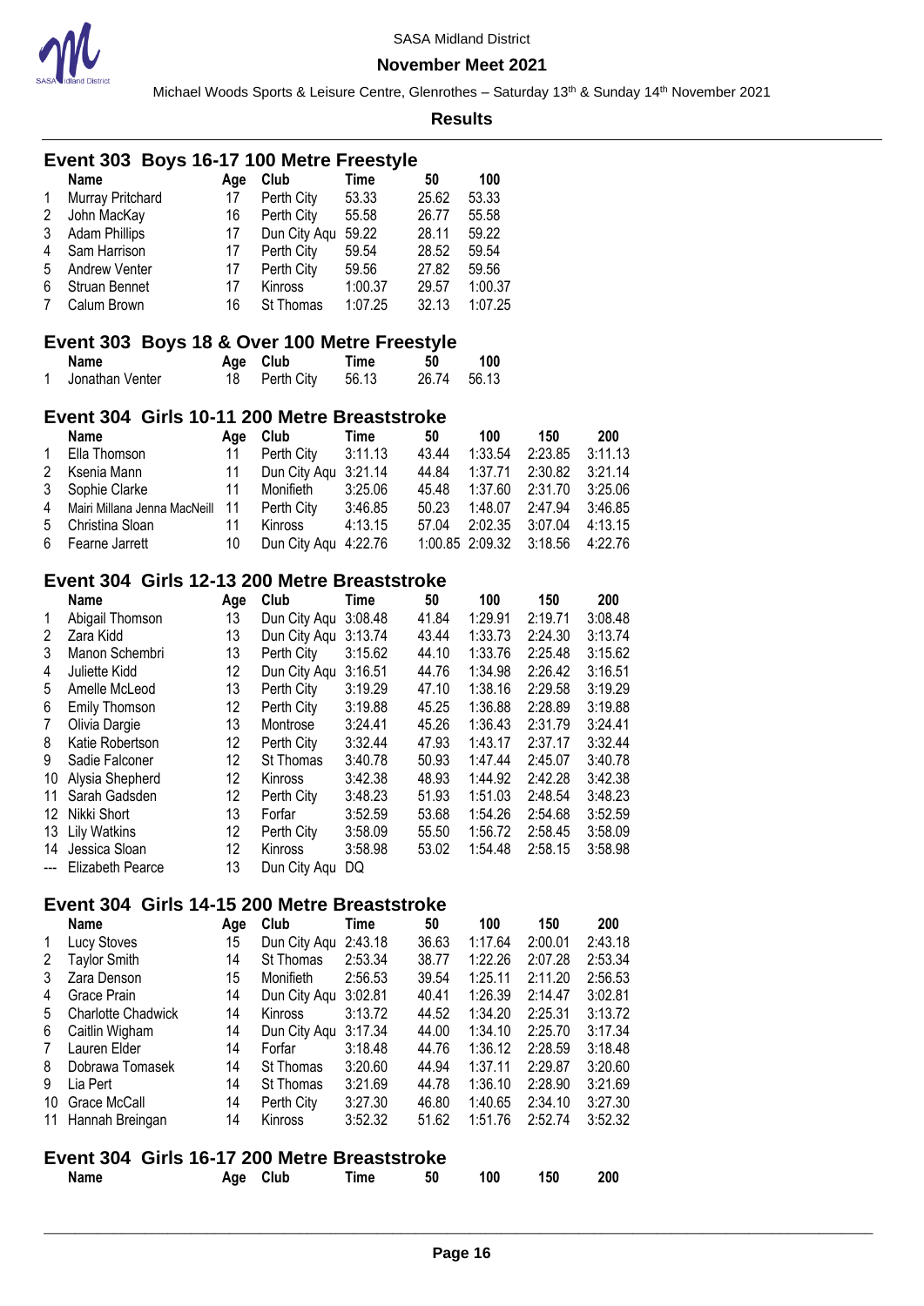SASA Midland District

**November Meet 2021**

Michael Woods Sports & Leisure Centre, Glenrothes – Saturday 13th & Sunday 14th November 2021

**Results**

## Event 303 Boys 16-17 100 Metre Freestyle

| | Name | Age | Club | Time | 50 | 100 |
|---|---|---|---|---|---|---|
| 1 | Murray Pritchard | 17 | Perth City | 53.33 | 25.62 | 53.33 |
| 2 | John MacKay | 16 | Perth City | 55.58 | 26.77 | 55.58 |
| 3 | Adam Phillips | 17 | Dun City Aqu | 59.22 | 28.11 | 59.22 |
| 4 | Sam Harrison | 17 | Perth City | 59.54 | 28.52 | 59.54 |
| 5 | Andrew Venter | 17 | Perth City | 59.56 | 27.82 | 59.56 |
| 6 | Struan Bennet | 17 | Kinross | 1:00.37 | 29.57 | 1:00.37 |
| 7 | Calum Brown | 16 | St Thomas | 1:07.25 | 32.13 | 1:07.25 |

## Event 303 Boys 18 & Over 100 Metre Freestyle

| | Name | Age | Club | Time | 50 | 100 |
|---|---|---|---|---|---|---|
| 1 | Jonathan Venter | 18 | Perth City | 56.13 | 26.74 | 56.13 |

## Event 304 Girls 10-11 200 Metre Breaststroke

| | Name | Age | Club | Time | 50 | 100 | 150 | 200 |
|---|---|---|---|---|---|---|---|---|
| 1 | Ella Thomson | 11 | Perth City | 3:11.13 | 43.44 | 1:33.54 | 2:23.85 | 3:11.13 |
| 2 | Ksenia Mann | 11 | Dun City Aqu | 3:21.14 | 44.84 | 1:37.71 | 2:30.82 | 3:21.14 |
| 3 | Sophie Clarke | 11 | Monifieth | 3:25.06 | 45.48 | 1:37.60 | 2:31.70 | 3:25.06 |
| 4 | Mairi Millana Jenna MacNeill | 11 | Perth City | 3:46.85 | 50.23 | 1:48.07 | 2:47.94 | 3:46.85 |
| 5 | Christina Sloan | 11 | Kinross | 4:13.15 | 57.04 | 2:02.35 | 3:07.04 | 4:13.15 |
| 6 | Fearne Jarrett | 10 | Dun City Aqu | 4:22.76 | 1:00.85 | 2:09.32 | 3:18.56 | 4:22.76 |

## Event 304 Girls 12-13 200 Metre Breaststroke

| | Name | Age | Club | Time | 50 | 100 | 150 | 200 |
|---|---|---|---|---|---|---|---|---|
| 1 | Abigail Thomson | 13 | Dun City Aqu | 3:08.48 | 41.84 | 1:29.91 | 2:19.71 | 3:08.48 |
| 2 | Zara Kidd | 13 | Dun City Aqu | 3:13.74 | 43.44 | 1:33.73 | 2:24.30 | 3:13.74 |
| 3 | Manon Schembri | 13 | Perth City | 3:15.62 | 44.10 | 1:33.76 | 2:25.48 | 3:15.62 |
| 4 | Juliette Kidd | 12 | Dun City Aqu | 3:16.51 | 44.76 | 1:34.98 | 2:26.42 | 3:16.51 |
| 5 | Amelle McLeod | 13 | Perth City | 3:19.29 | 47.10 | 1:38.16 | 2:29.58 | 3:19.29 |
| 6 | Emily Thomson | 12 | Perth City | 3:19.88 | 45.25 | 1:36.88 | 2:28.89 | 3:19.88 |
| 7 | Olivia Dargie | 13 | Montrose | 3:24.41 | 45.26 | 1:36.43 | 2:31.79 | 3:24.41 |
| 8 | Katie Robertson | 12 | Perth City | 3:32.44 | 47.93 | 1:43.17 | 2:37.17 | 3:32.44 |
| 9 | Sadie Falconer | 12 | St Thomas | 3:40.78 | 50.93 | 1:47.44 | 2:45.07 | 3:40.78 |
| 10 | Alysia Shepherd | 12 | Kinross | 3:42.38 | 48.93 | 1:44.92 | 2:42.28 | 3:42.38 |
| 11 | Sarah Gadsden | 12 | Perth City | 3:48.23 | 51.93 | 1:51.03 | 2:48.54 | 3:48.23 |
| 12 | Nikki Short | 13 | Forfar | 3:52.59 | 53.68 | 1:54.26 | 2:54.68 | 3:52.59 |
| 13 | Lily Watkins | 12 | Perth City | 3:58.09 | 55.50 | 1:56.72 | 2:58.45 | 3:58.09 |
| 14 | Jessica Sloan | 12 | Kinross | 3:58.98 | 53.02 | 1:54.48 | 2:58.15 | 3:58.98 |
| --- | Elizabeth Pearce | 13 | Dun City Aqu | DQ | | | | |

## Event 304 Girls 14-15 200 Metre Breaststroke

| | Name | Age | Club | Time | 50 | 100 | 150 | 200 |
|---|---|---|---|---|---|---|---|---|
| 1 | Lucy Stoves | 15 | Dun City Aqu | 2:43.18 | 36.63 | 1:17.64 | 2:00.01 | 2:43.18 |
| 2 | Taylor Smith | 14 | St Thomas | 2:53.34 | 38.77 | 1:22.26 | 2:07.28 | 2:53.34 |
| 3 | Zara Denson | 15 | Monifieth | 2:56.53 | 39.54 | 1:25.11 | 2:11.20 | 2:56.53 |
| 4 | Grace Prain | 14 | Dun City Aqu | 3:02.81 | 40.41 | 1:26.39 | 2:14.47 | 3:02.81 |
| 5 | Charlotte Chadwick | 14 | Kinross | 3:13.72 | 44.52 | 1:34.20 | 2:25.31 | 3:13.72 |
| 6 | Caitlin Wigham | 14 | Dun City Aqu | 3:17.34 | 44.00 | 1:34.10 | 2:25.70 | 3:17.34 |
| 7 | Lauren Elder | 14 | Forfar | 3:18.48 | 44.76 | 1:36.12 | 2:28.59 | 3:18.48 |
| 8 | Dobrawa Tomasek | 14 | St Thomas | 3:20.60 | 44.94 | 1:37.11 | 2:29.87 | 3:20.60 |
| 9 | Lia Pert | 14 | St Thomas | 3:21.69 | 44.78 | 1:36.10 | 2:28.90 | 3:21.69 |
| 10 | Grace McCall | 14 | Perth City | 3:27.30 | 46.80 | 1:40.65 | 2:34.10 | 3:27.30 |
| 11 | Hannah Breingan | 14 | Kinross | 3:52.32 | 51.62 | 1:51.76 | 2:52.74 | 3:52.32 |

## Event 304 Girls 16-17 200 Metre Breaststroke

| | Name | Age | Club | Time | 50 | 100 | 150 | 200 |
|---|---|---|---|---|---|---|---|---|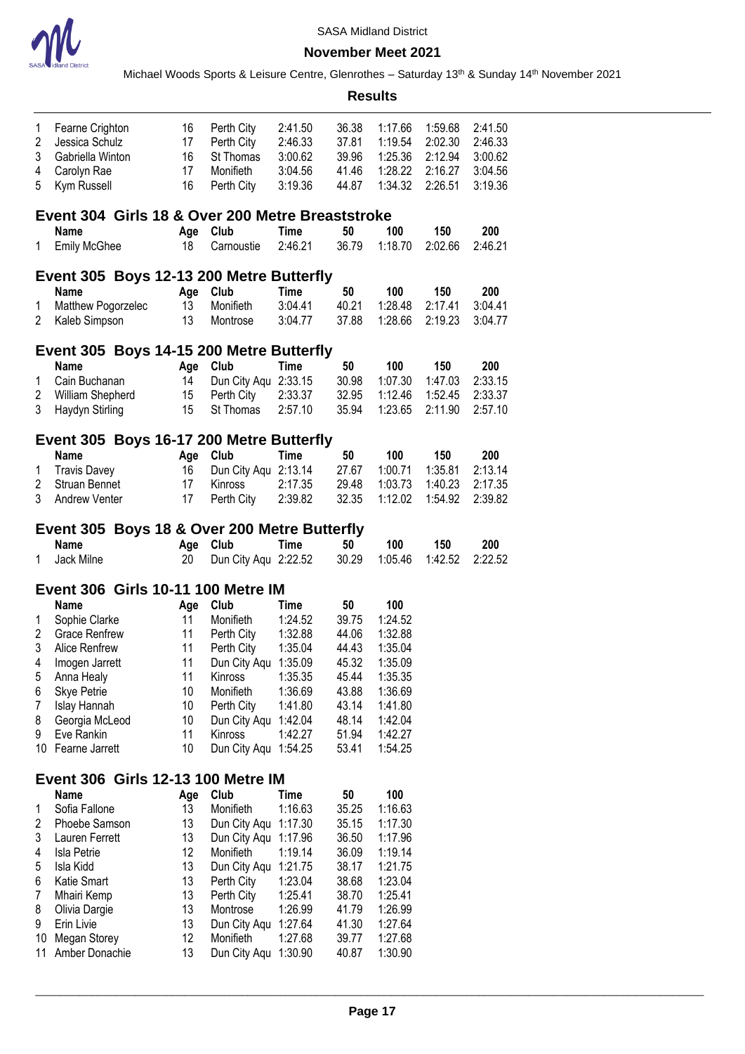| | Name | Age | Club | Time | 50 | 100 | 150 | 200 |
|---|---|---|---|---|---|---|---|---|
| 1 | Fearne Crighton | 16 | Perth City | 2:41.50 | 36.38 | 1:17.66 | 1:59.68 | 2:41.50 |
| 2 | Jessica Schulz | 17 | Perth City | 2:46.33 | 37.81 | 1:19.54 | 2:02.30 | 2:46.33 |
| 3 | Gabriella Winton | 16 | St Thomas | 3:00.62 | 39.96 | 1:25.36 | 2:12.94 | 3:00.62 |
| 4 | Carolyn Rae | 17 | Monifieth | 3:04.56 | 41.46 | 1:28.22 | 2:16.27 | 3:04.56 |
| 5 | Kym Russell | 16 | Perth City | 3:19.36 | 44.87 | 1:34.32 | 2:26.51 | 3:19.36 |

## Event 304 Girls 18 & Over 200 Metre Breaststroke

| | Name | Age | Club | Time | 50 | 100 | 150 | 200 |
|---|---|---|---|---|---|---|---|---|
| 1 | Emily McGhee | 18 | Carnoustie | 2:46.21 | 36.79 | 1:18.70 | 2:02.66 | 2:46.21 |

## Event 305 Boys 12-13 200 Metre Butterfly

| | Name | Age | Club | Time | 50 | 100 | 150 | 200 |
|---|---|---|---|---|---|---|---|---|
| 1 | Matthew Pogorzelec | 13 | Monifieth | 3:04.41 | 40.21 | 1:28.48 | 2:17.41 | 3:04.41 |
| 2 | Kaleb Simpson | 13 | Montrose | 3:04.77 | 37.88 | 1:28.66 | 2:19.23 | 3:04.77 |

## Event 305 Boys 14-15 200 Metre Butterfly

| | Name | Age | Club | Time | 50 | 100 | 150 | 200 |
|---|---|---|---|---|---|---|---|---|
| 1 | Cain Buchanan | 14 | Dun City Aqu | 2:33.15 | 30.98 | 1:07.30 | 1:47.03 | 2:33.15 |
| 2 | William Shepherd | 15 | Perth City | 2:33.37 | 32.95 | 1:12.46 | 1:52.45 | 2:33.37 |
| 3 | Haydyn Stirling | 15 | St Thomas | 2:57.10 | 35.94 | 1:23.65 | 2:11.90 | 2:57.10 |

## Event 305 Boys 16-17 200 Metre Butterfly

| | Name | Age | Club | Time | 50 | 100 | 150 | 200 |
|---|---|---|---|---|---|---|---|---|
| 1 | Travis Davey | 16 | Dun City Aqu | 2:13.14 | 27.67 | 1:00.71 | 1:35.81 | 2:13.14 |
| 2 | Struan Bennet | 17 | Kinross | 2:17.35 | 29.48 | 1:03.73 | 1:40.23 | 2:17.35 |
| 3 | Andrew Venter | 17 | Perth City | 2:39.82 | 32.35 | 1:12.02 | 1:54.92 | 2:39.82 |

## Event 305 Boys 18 & Over 200 Metre Butterfly

| | Name | Age | Club | Time | 50 | 100 | 150 | 200 |
|---|---|---|---|---|---|---|---|---|
| 1 | Jack Milne | 20 | Dun City Aqu | 2:22.52 | 30.29 | 1:05.46 | 1:42.52 | 2:22.52 |

## Event 306 Girls 10-11 100 Metre IM

| | Name | Age | Club | Time | 50 | 100 |
|---|---|---|---|---|---|---|
| 1 | Sophie Clarke | 11 | Monifieth | 1:24.52 | 39.75 | 1:24.52 |
| 2 | Grace Renfrew | 11 | Perth City | 1:32.88 | 44.06 | 1:32.88 |
| 3 | Alice Renfrew | 11 | Perth City | 1:35.04 | 44.43 | 1:35.04 |
| 4 | Imogen Jarrett | 11 | Dun City Aqu | 1:35.09 | 45.32 | 1:35.09 |
| 5 | Anna Healy | 11 | Kinross | 1:35.35 | 45.44 | 1:35.35 |
| 6 | Skye Petrie | 10 | Monifieth | 1:36.69 | 43.88 | 1:36.69 |
| 7 | Islay Hannah | 10 | Perth City | 1:41.80 | 43.14 | 1:41.80 |
| 8 | Georgia McLeod | 10 | Dun City Aqu | 1:42.04 | 48.14 | 1:42.04 |
| 9 | Eve Rankin | 11 | Kinross | 1:42.27 | 51.94 | 1:42.27 |
| 10 | Fearne Jarrett | 10 | Dun City Aqu | 1:54.25 | 53.41 | 1:54.25 |

## Event 306 Girls 12-13 100 Metre IM

| | Name | Age | Club | Time | 50 | 100 |
|---|---|---|---|---|---|---|
| 1 | Sofia Fallone | 13 | Monifieth | 1:16.63 | 35.25 | 1:16.63 |
| 2 | Phoebe Samson | 13 | Dun City Aqu | 1:17.30 | 35.15 | 1:17.30 |
| 3 | Lauren Ferrett | 13 | Dun City Aqu | 1:17.96 | 36.50 | 1:17.96 |
| 4 | Isla Petrie | 12 | Monifieth | 1:19.14 | 36.09 | 1:19.14 |
| 5 | Isla Kidd | 13 | Dun City Aqu | 1:21.75 | 38.17 | 1:21.75 |
| 6 | Katie Smart | 13 | Perth City | 1:23.04 | 38.68 | 1:23.04 |
| 7 | Mhairi Kemp | 13 | Perth City | 1:25.41 | 38.70 | 1:25.41 |
| 8 | Olivia Dargie | 13 | Montrose | 1:26.99 | 41.79 | 1:26.99 |
| 9 | Erin Livie | 13 | Dun City Aqu | 1:27.64 | 41.30 | 1:27.64 |
| 10 | Megan Storey | 12 | Monifieth | 1:27.68 | 39.77 | 1:27.68 |
| 11 | Amber Donachie | 13 | Dun City Aqu | 1:30.90 | 40.87 | 1:30.90 |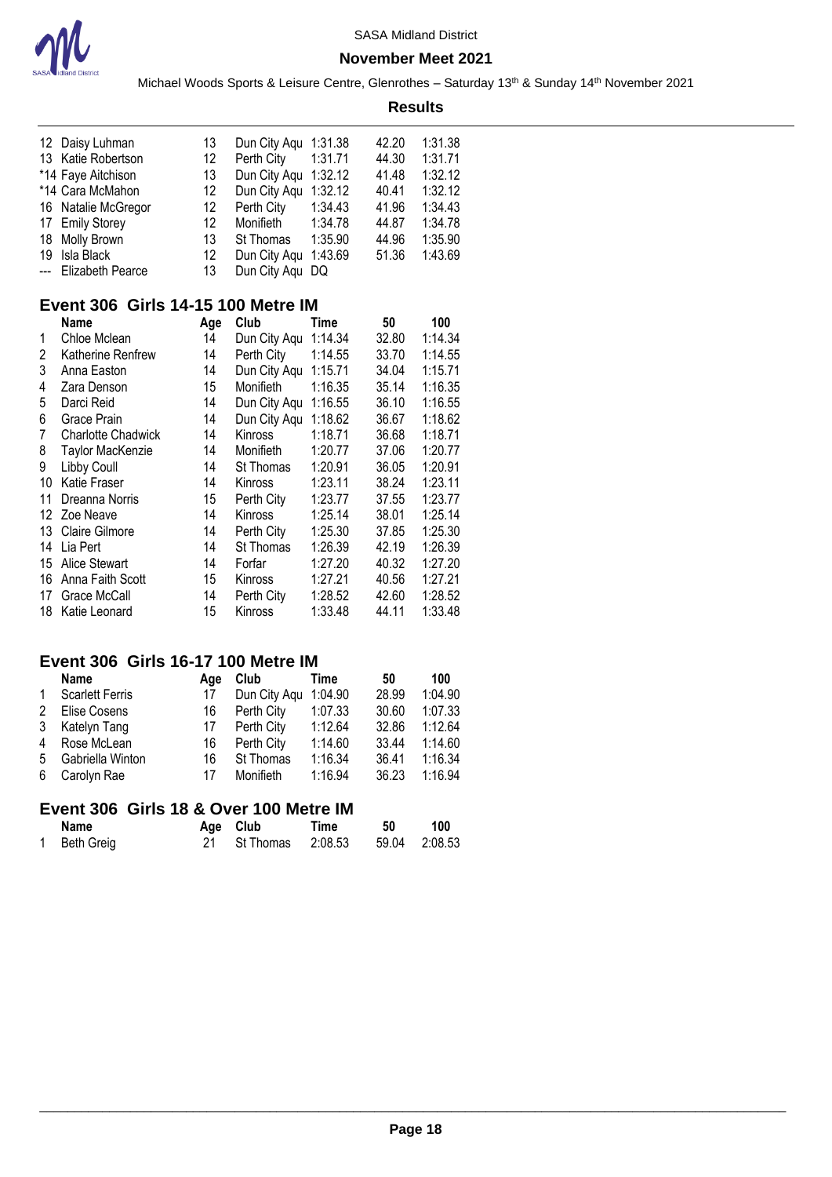| | Name | Age | Club | Time | 50 | 100 |
|---|---|---|---|---|---|---|
| 12 | Daisy Luhman | 13 | Dun City Aqu | 1:31.38 | 42.20 | 1:31.38 |
| 13 | Katie Robertson | 12 | Perth City | 1:31.71 | 44.30 | 1:31.71 |
| *14 | Faye Aitchison | 13 | Dun City Aqu | 1:32.12 | 41.48 | 1:32.12 |
| *14 | Cara McMahon | 12 | Dun City Aqu | 1:32.12 | 40.41 | 1:32.12 |
| 16 | Natalie McGregor | 12 | Perth City | 1:34.43 | 41.96 | 1:34.43 |
| 17 | Emily Storey | 12 | Monifieth | 1:34.78 | 44.87 | 1:34.78 |
| 18 | Molly Brown | 13 | St Thomas | 1:35.90 | 44.96 | 1:35.90 |
| 19 | Isla Black | 12 | Dun City Aqu | 1:43.69 | 51.36 | 1:43.69 |
| --- | Elizabeth Pearce | 13 | Dun City Aqu | DQ | | |

## Event 306 Girls 14-15 100 Metre IM

| | Name | Age | Club | Time | 50 | 100 |
|---|---|---|---|---|---|---|
| 1 | Chloe Mclean | 14 | Dun City Aqu | 1:14.34 | 32.80 | 1:14.34 |
| 2 | Katherine Renfrew | 14 | Perth City | 1:14.55 | 33.70 | 1:14.55 |
| 3 | Anna Easton | 14 | Dun City Aqu | 1:15.71 | 34.04 | 1:15.71 |
| 4 | Zara Denson | 15 | Monifieth | 1:16.35 | 35.14 | 1:16.35 |
| 5 | Darci Reid | 14 | Dun City Aqu | 1:16.55 | 36.10 | 1:16.55 |
| 6 | Grace Prain | 14 | Dun City Aqu | 1:18.62 | 36.67 | 1:18.62 |
| 7 | Charlotte Chadwick | 14 | Kinross | 1:18.71 | 36.68 | 1:18.71 |
| 8 | Taylor MacKenzie | 14 | Monifieth | 1:20.77 | 37.06 | 1:20.77 |
| 9 | Libby Coull | 14 | St Thomas | 1:20.91 | 36.05 | 1:20.91 |
| 10 | Katie Fraser | 14 | Kinross | 1:23.11 | 38.24 | 1:23.11 |
| 11 | Dreanna Norris | 15 | Perth City | 1:23.77 | 37.55 | 1:23.77 |
| 12 | Zoe Neave | 14 | Kinross | 1:25.14 | 38.01 | 1:25.14 |
| 13 | Claire Gilmore | 14 | Perth City | 1:25.30 | 37.85 | 1:25.30 |
| 14 | Lia Pert | 14 | St Thomas | 1:26.39 | 42.19 | 1:26.39 |
| 15 | Alice Stewart | 14 | Forfar | 1:27.20 | 40.32 | 1:27.20 |
| 16 | Anna Faith Scott | 15 | Kinross | 1:27.21 | 40.56 | 1:27.21 |
| 17 | Grace McCall | 14 | Perth City | 1:28.52 | 42.60 | 1:28.52 |
| 18 | Katie Leonard | 15 | Kinross | 1:33.48 | 44.11 | 1:33.48 |

## Event 306 Girls 16-17 100 Metre IM

| | Name | Age | Club | Time | 50 | 100 |
|---|---|---|---|---|---|---|
| 1 | Scarlett Ferris | 17 | Dun City Aqu | 1:04.90 | 28.99 | 1:04.90 |
| 2 | Elise Cosens | 16 | Perth City | 1:07.33 | 30.60 | 1:07.33 |
| 3 | Katelyn Tang | 17 | Perth City | 1:12.64 | 32.86 | 1:12.64 |
| 4 | Rose McLean | 16 | Perth City | 1:14.60 | 33.44 | 1:14.60 |
| 5 | Gabriella Winton | 16 | St Thomas | 1:16.34 | 36.41 | 1:16.34 |
| 6 | Carolyn Rae | 17 | Monifieth | 1:16.94 | 36.23 | 1:16.94 |

## Event 306 Girls 18 & Over 100 Metre IM

| | Name | Age | Club | Time | 50 | 100 |
|---|---|---|---|---|---|---|
| 1 | Beth Greig | 21 | St Thomas | 2:08.53 | 59.04 | 2:08.53 |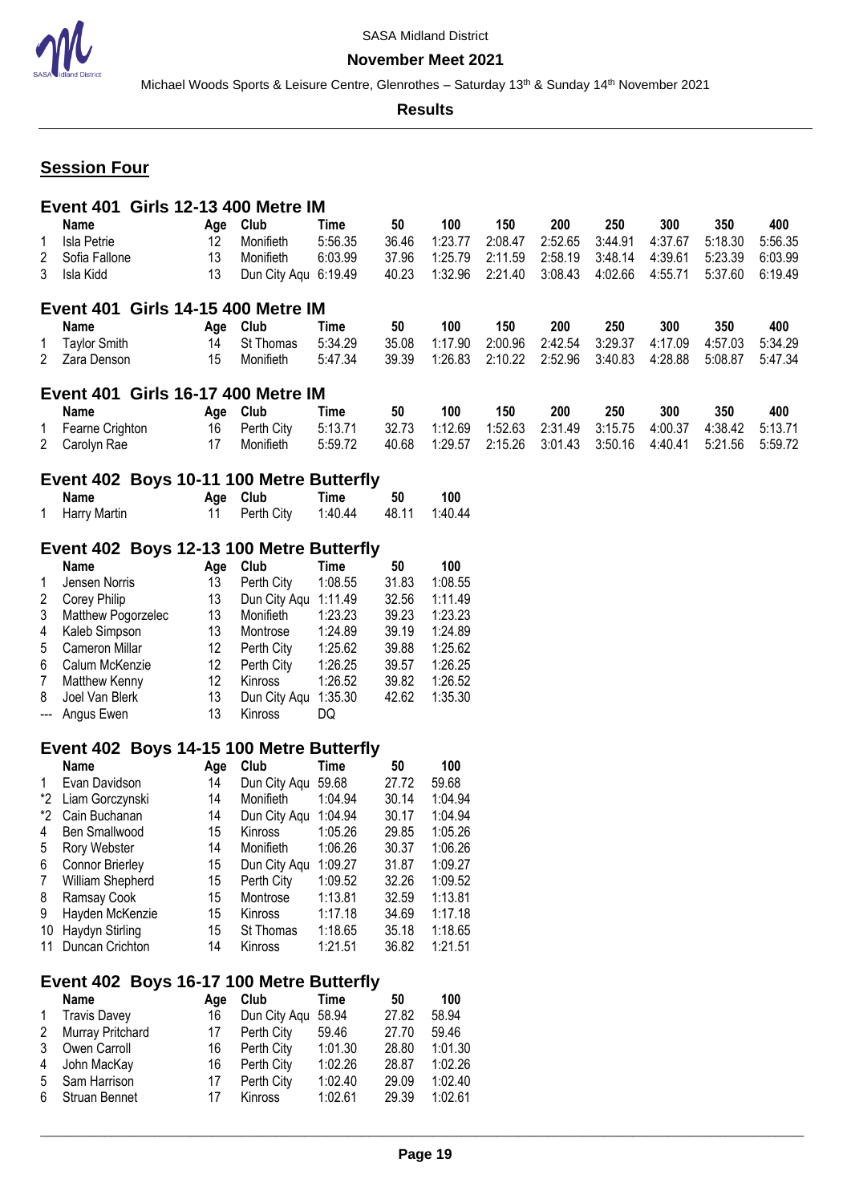SASA Midland District

**November Meet 2021**

Michael Woods Sports & Leisure Centre, Glenrothes – Saturday 13th & Sunday 14th November 2021

**Results**

## Session Four

### Event 401 Girls 12-13 400 Metre IM

| | Name | Age | Club | Time | 50 | 100 | 150 | 200 | 250 | 300 | 350 | 400 |
|---|---|---|---|---|---|---|---|---|---|---|---|---|
| 1 | Isla Petrie | 12 | Monifieth | 5:56.35 | 36.46 | 1:23.77 | 2:08.47 | 2:52.65 | 3:44.91 | 4:37.67 | 5:18.30 | 5:56.35 |
| 2 | Sofia Fallone | 13 | Monifieth | 6:03.99 | 37.96 | 1:25.79 | 2:11.59 | 2:58.19 | 3:48.14 | 4:39.61 | 5:23.39 | 6:03.99 |
| 3 | Isla Kidd | 13 | Dun City Aqu | 6:19.49 | 40.23 | 1:32.96 | 2:21.40 | 3:08.43 | 4:02.66 | 4:55.71 | 5:37.60 | 6:19.49 |

### Event 401 Girls 14-15 400 Metre IM

| | Name | Age | Club | Time | 50 | 100 | 150 | 200 | 250 | 300 | 350 | 400 |
|---|---|---|---|---|---|---|---|---|---|---|---|---|
| 1 | Taylor Smith | 14 | St Thomas | 5:34.29 | 35.08 | 1:17.90 | 2:00.96 | 2:42.54 | 3:29.37 | 4:17.09 | 4:57.03 | 5:34.29 |
| 2 | Zara Denson | 15 | Monifieth | 5:47.34 | 39.39 | 1:26.83 | 2:10.22 | 2:52.96 | 3:40.83 | 4:28.88 | 5:08.87 | 5:47.34 |

### Event 401 Girls 16-17 400 Metre IM

| | Name | Age | Club | Time | 50 | 100 | 150 | 200 | 250 | 300 | 350 | 400 |
|---|---|---|---|---|---|---|---|---|---|---|---|---|
| 1 | Fearne Crighton | 16 | Perth City | 5:13.71 | 32.73 | 1:12.69 | 1:52.63 | 2:31.49 | 3:15.75 | 4:00.37 | 4:38.42 | 5:13.71 |
| 2 | Carolyn Rae | 17 | Monifieth | 5:59.72 | 40.68 | 1:29.57 | 2:15.26 | 3:01.43 | 3:50.16 | 4:40.41 | 5:21.56 | 5:59.72 |

### Event 402 Boys 10-11 100 Metre Butterfly

| | Name | Age | Club | Time | 50 | 100 |
|---|---|---|---|---|---|---|
| 1 | Harry Martin | 11 | Perth City | 1:40.44 | 48.11 | 1:40.44 |

### Event 402 Boys 12-13 100 Metre Butterfly

| | Name | Age | Club | Time | 50 | 100 |
|---|---|---|---|---|---|---|
| 1 | Jensen Norris | 13 | Perth City | 1:08.55 | 31.83 | 1:08.55 |
| 2 | Corey Philip | 13 | Dun City Aqu | 1:11.49 | 32.56 | 1:11.49 |
| 3 | Matthew Pogorzelec | 13 | Monifieth | 1:23.23 | 39.23 | 1:23.23 |
| 4 | Kaleb Simpson | 13 | Montrose | 1:24.89 | 39.19 | 1:24.89 |
| 5 | Cameron Millar | 12 | Perth City | 1:25.62 | 39.88 | 1:25.62 |
| 6 | Calum McKenzie | 12 | Perth City | 1:26.25 | 39.57 | 1:26.25 |
| 7 | Matthew Kenny | 12 | Kinross | 1:26.52 | 39.82 | 1:26.52 |
| 8 | Joel Van Blerk | 13 | Dun City Aqu | 1:35.30 | 42.62 | 1:35.30 |
| --- | Angus Ewen | 13 | Kinross | DQ | | |

### Event 402 Boys 14-15 100 Metre Butterfly

| | Name | Age | Club | Time | 50 | 100 |
|---|---|---|---|---|---|---|
| 1 | Evan Davidson | 14 | Dun City Aqu | 59.68 | 27.72 | 59.68 |
| *2 | Liam Gorczynski | 14 | Monifieth | 1:04.94 | 30.14 | 1:04.94 |
| *2 | Cain Buchanan | 14 | Dun City Aqu | 1:04.94 | 30.17 | 1:04.94 |
| 4 | Ben Smallwood | 15 | Kinross | 1:05.26 | 29.85 | 1:05.26 |
| 5 | Rory Webster | 14 | Monifieth | 1:06.26 | 30.37 | 1:06.26 |
| 6 | Connor Brierley | 15 | Dun City Aqu | 1:09.27 | 31.87 | 1:09.27 |
| 7 | William Shepherd | 15 | Perth City | 1:09.52 | 32.26 | 1:09.52 |
| 8 | Ramsay Cook | 15 | Montrose | 1:13.81 | 32.59 | 1:13.81 |
| 9 | Hayden McKenzie | 15 | Kinross | 1:17.18 | 34.69 | 1:17.18 |
| 10 | Haydyn Stirling | 15 | St Thomas | 1:18.65 | 35.18 | 1:18.65 |
| 11 | Duncan Crichton | 14 | Kinross | 1:21.51 | 36.82 | 1:21.51 |

### Event 402 Boys 16-17 100 Metre Butterfly

| | Name | Age | Club | Time | 50 | 100 |
|---|---|---|---|---|---|---|
| 1 | Travis Davey | 16 | Dun City Aqu | 58.94 | 27.82 | 58.94 |
| 2 | Murray Pritchard | 17 | Perth City | 59.46 | 27.70 | 59.46 |
| 3 | Owen Carroll | 16 | Perth City | 1:01.30 | 28.80 | 1:01.30 |
| 4 | John MacKay | 16 | Perth City | 1:02.26 | 28.87 | 1:02.26 |
| 5 | Sam Harrison | 17 | Perth City | 1:02.40 | 29.09 | 1:02.40 |
| 6 | Struan Bennet | 17 | Kinross | 1:02.61 | 29.39 | 1:02.61 |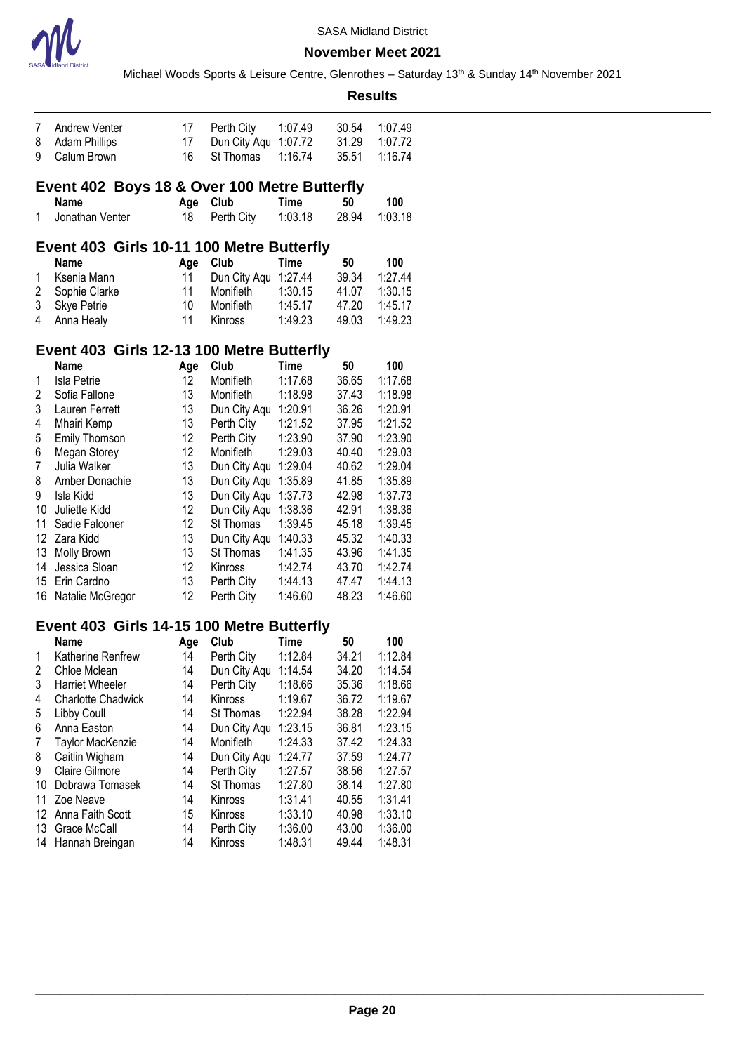| | Name | Age | Club | Time | 50 | 100 |
|---|---|---|---|---|---|---|
| 7 | Andrew Venter | 17 | Perth City | 1:07.49 | 30.54 | 1:07.49 |
| 8 | Adam Phillips | 17 | Dun City Aqu | 1:07.72 | 31.29 | 1:07.72 |
| 9 | Calum Brown | 16 | St Thomas | 1:16.74 | 35.51 | 1:16.74 |

## Event 402 Boys 18 & Over 100 Metre Butterfly

| | Name | Age | Club | Time | 50 | 100 |
|---|---|---|---|---|---|---|
| 1 | Jonathan Venter | 18 | Perth City | 1:03.18 | 28.94 | 1:03.18 |

## Event 403 Girls 10-11 100 Metre Butterfly

| | Name | Age | Club | Time | 50 | 100 |
|---|---|---|---|---|---|---|
| 1 | Ksenia Mann | 11 | Dun City Aqu | 1:27.44 | 39.34 | 1:27.44 |
| 2 | Sophie Clarke | 11 | Monifieth | 1:30.15 | 41.07 | 1:30.15 |
| 3 | Skye Petrie | 10 | Monifieth | 1:45.17 | 47.20 | 1:45.17 |
| 4 | Anna Healy | 11 | Kinross | 1:49.23 | 49.03 | 1:49.23 |

## Event 403 Girls 12-13 100 Metre Butterfly

| | Name | Age | Club | Time | 50 | 100 |
|---|---|---|---|---|---|---|
| 1 | Isla Petrie | 12 | Monifieth | 1:17.68 | 36.65 | 1:17.68 |
| 2 | Sofia Fallone | 13 | Monifieth | 1:18.98 | 37.43 | 1:18.98 |
| 3 | Lauren Ferrett | 13 | Dun City Aqu | 1:20.91 | 36.26 | 1:20.91 |
| 4 | Mhairi Kemp | 13 | Perth City | 1:21.52 | 37.95 | 1:21.52 |
| 5 | Emily Thomson | 12 | Perth City | 1:23.90 | 37.90 | 1:23.90 |
| 6 | Megan Storey | 12 | Monifieth | 1:29.03 | 40.40 | 1:29.03 |
| 7 | Julia Walker | 13 | Dun City Aqu | 1:29.04 | 40.62 | 1:29.04 |
| 8 | Amber Donachie | 13 | Dun City Aqu | 1:35.89 | 41.85 | 1:35.89 |
| 9 | Isla Kidd | 13 | Dun City Aqu | 1:37.73 | 42.98 | 1:37.73 |
| 10 | Juliette Kidd | 12 | Dun City Aqu | 1:38.36 | 42.91 | 1:38.36 |
| 11 | Sadie Falconer | 12 | St Thomas | 1:39.45 | 45.18 | 1:39.45 |
| 12 | Zara Kidd | 13 | Dun City Aqu | 1:40.33 | 45.32 | 1:40.33 |
| 13 | Molly Brown | 13 | St Thomas | 1:41.35 | 43.96 | 1:41.35 |
| 14 | Jessica Sloan | 12 | Kinross | 1:42.74 | 43.70 | 1:42.74 |
| 15 | Erin Cardno | 13 | Perth City | 1:44.13 | 47.47 | 1:44.13 |
| 16 | Natalie McGregor | 12 | Perth City | 1:46.60 | 48.23 | 1:46.60 |

## Event 403 Girls 14-15 100 Metre Butterfly

| | Name | Age | Club | Time | 50 | 100 |
|---|---|---|---|---|---|---|
| 1 | Katherine Renfrew | 14 | Perth City | 1:12.84 | 34.21 | 1:12.84 |
| 2 | Chloe Mclean | 14 | Dun City Aqu | 1:14.54 | 34.20 | 1:14.54 |
| 3 | Harriet Wheeler | 14 | Perth City | 1:18.66 | 35.36 | 1:18.66 |
| 4 | Charlotte Chadwick | 14 | Kinross | 1:19.67 | 36.72 | 1:19.67 |
| 5 | Libby Coull | 14 | St Thomas | 1:22.94 | 38.28 | 1:22.94 |
| 6 | Anna Easton | 14 | Dun City Aqu | 1:23.15 | 36.81 | 1:23.15 |
| 7 | Taylor MacKenzie | 14 | Monifieth | 1:24.33 | 37.42 | 1:24.33 |
| 8 | Caitlin Wigham | 14 | Dun City Aqu | 1:24.77 | 37.59 | 1:24.77 |
| 9 | Claire Gilmore | 14 | Perth City | 1:27.57 | 38.56 | 1:27.57 |
| 10 | Dobrawa Tomasek | 14 | St Thomas | 1:27.80 | 38.14 | 1:27.80 |
| 11 | Zoe Neave | 14 | Kinross | 1:31.41 | 40.55 | 1:31.41 |
| 12 | Anna Faith Scott | 15 | Kinross | 1:33.10 | 40.98 | 1:33.10 |
| 13 | Grace McCall | 14 | Perth City | 1:36.00 | 43.00 | 1:36.00 |
| 14 | Hannah Breingan | 14 | Kinross | 1:48.31 | 49.44 | 1:48.31 |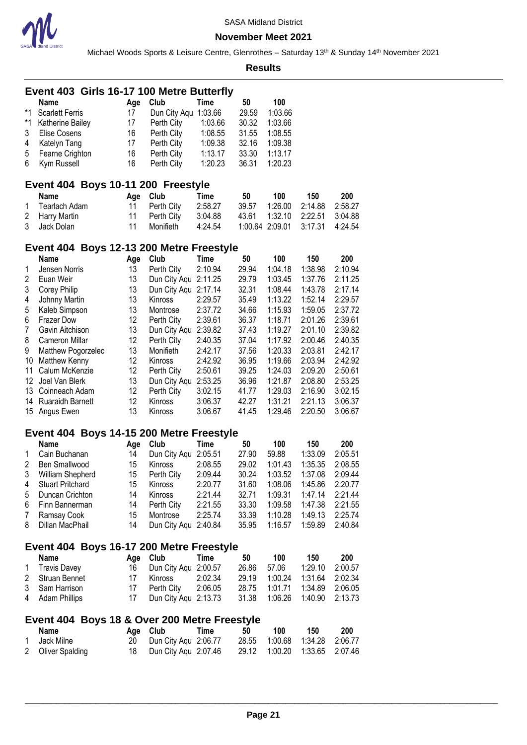SASA Midland District

**November Meet 2021**

Michael Woods Sports & Leisure Centre, Glenrothes – Saturday 13th & Sunday 14th November 2021

**Results**

## Event 403 Girls 16-17 100 Metre Butterfly

| | Name | Age | Club | Time | 50 | 100 |
|---|---|---|---|---|---|---|
| *1 | Scarlett Ferris | 17 | Dun City Aqu | 1:03.66 | 29.59 | 1:03.66 |
| *1 | Katherine Bailey | 17 | Perth City | 1:03.66 | 30.32 | 1:03.66 |
| 3 | Elise Cosens | 16 | Perth City | 1:08.55 | 31.55 | 1:08.55 |
| 4 | Katelyn Tang | 17 | Perth City | 1:09.38 | 32.16 | 1:09.38 |
| 5 | Fearne Crighton | 16 | Perth City | 1:13.17 | 33.30 | 1:13.17 |
| 6 | Kym Russell | 16 | Perth City | 1:20.23 | 36.31 | 1:20.23 |

## Event 404 Boys 10-11 200 Freestyle

| | Name | Age | Club | Time | 50 | 100 | 150 | 200 |
|---|---|---|---|---|---|---|---|---|
| 1 | Tearlach Adam | 11 | Perth City | 2:58.27 | 39.57 | 1:26.00 | 2:14.88 | 2:58.27 |
| 2 | Harry Martin | 11 | Perth City | 3:04.88 | 43.61 | 1:32.10 | 2:22.51 | 3:04.88 |
| 3 | Jack Dolan | 11 | Monifieth | 4:24.54 | 1:00.64 | 2:09.01 | 3:17.31 | 4:24.54 |

## Event 404 Boys 12-13 200 Metre Freestyle

| | Name | Age | Club | Time | 50 | 100 | 150 | 200 |
|---|---|---|---|---|---|---|---|---|
| 1 | Jensen Norris | 13 | Perth City | 2:10.94 | 29.94 | 1:04.18 | 1:38.98 | 2:10.94 |
| 2 | Euan Weir | 13 | Dun City Aqu | 2:11.25 | 29.79 | 1:03.45 | 1:37.76 | 2:11.25 |
| 3 | Corey Philip | 13 | Dun City Aqu | 2:17.14 | 32.31 | 1:08.44 | 1:43.78 | 2:17.14 |
| 4 | Johnny Martin | 13 | Kinross | 2:29.57 | 35.49 | 1:13.22 | 1:52.14 | 2:29.57 |
| 5 | Kaleb Simpson | 13 | Montrose | 2:37.72 | 34.66 | 1:15.93 | 1:59.05 | 2:37.72 |
| 6 | Frazer Dow | 12 | Perth City | 2:39.61 | 36.37 | 1:18.71 | 2:01.26 | 2:39.61 |
| 7 | Gavin Aitchison | 13 | Dun City Aqu | 2:39.82 | 37.43 | 1:19.27 | 2:01.10 | 2:39.82 |
| 8 | Cameron Millar | 12 | Perth City | 2:40.35 | 37.04 | 1:17.92 | 2:00.46 | 2:40.35 |
| 9 | Matthew Pogorzelec | 13 | Monifieth | 2:42.17 | 37.56 | 1:20.33 | 2:03.81 | 2:42.17 |
| 10 | Matthew Kenny | 12 | Kinross | 2:42.92 | 36.95 | 1:19.66 | 2:03.94 | 2:42.92 |
| 11 | Calum McKenzie | 12 | Perth City | 2:50.61 | 39.25 | 1:24.03 | 2:09.20 | 2:50.61 |
| 12 | Joel Van Blerk | 13 | Dun City Aqu | 2:53.25 | 36.96 | 1:21.87 | 2:08.80 | 2:53.25 |
| 13 | Coinneach Adam | 12 | Perth City | 3:02.15 | 41.77 | 1:29.03 | 2:16.90 | 3:02.15 |
| 14 | Ruaraidh Barnett | 12 | Kinross | 3:06.37 | 42.27 | 1:31.21 | 2:21.13 | 3:06.37 |
| 15 | Angus Ewen | 13 | Kinross | 3:06.67 | 41.45 | 1:29.46 | 2:20.50 | 3:06.67 |

## Event 404 Boys 14-15 200 Metre Freestyle

| | Name | Age | Club | Time | 50 | 100 | 150 | 200 |
|---|---|---|---|---|---|---|---|---|
| 1 | Cain Buchanan | 14 | Dun City Aqu | 2:05.51 | 27.90 | 59.88 | 1:33.09 | 2:05.51 |
| 2 | Ben Smallwood | 15 | Kinross | 2:08.55 | 29.02 | 1:01.43 | 1:35.35 | 2:08.55 |
| 3 | William Shepherd | 15 | Perth City | 2:09.44 | 30.24 | 1:03.52 | 1:37.08 | 2:09.44 |
| 4 | Stuart Pritchard | 15 | Kinross | 2:20.77 | 31.60 | 1:08.06 | 1:45.86 | 2:20.77 |
| 5 | Duncan Crichton | 14 | Kinross | 2:21.44 | 32.71 | 1:09.31 | 1:47.14 | 2:21.44 |
| 6 | Finn Bannerman | 14 | Perth City | 2:21.55 | 33.30 | 1:09.58 | 1:47.38 | 2:21.55 |
| 7 | Ramsay Cook | 15 | Montrose | 2:25.74 | 33.39 | 1:10.28 | 1:49.13 | 2:25.74 |
| 8 | Dillan MacPhail | 14 | Dun City Aqu | 2:40.84 | 35.95 | 1:16.57 | 1:59.89 | 2:40.84 |

## Event 404 Boys 16-17 200 Metre Freestyle

| | Name | Age | Club | Time | 50 | 100 | 150 | 200 |
|---|---|---|---|---|---|---|---|---|
| 1 | Travis Davey | 16 | Dun City Aqu | 2:00.57 | 26.86 | 57.06 | 1:29.10 | 2:00.57 |
| 2 | Struan Bennet | 17 | Kinross | 2:02.34 | 29.19 | 1:00.24 | 1:31.64 | 2:02.34 |
| 3 | Sam Harrison | 17 | Perth City | 2:06.05 | 28.75 | 1:01.71 | 1:34.89 | 2:06.05 |
| 4 | Adam Phillips | 17 | Dun City Aqu | 2:13.73 | 31.38 | 1:06.26 | 1:40.90 | 2:13.73 |

## Event 404 Boys 18 & Over 200 Metre Freestyle

| | Name | Age | Club | Time | 50 | 100 | 150 | 200 |
|---|---|---|---|---|---|---|---|---|
| 1 | Jack Milne | 20 | Dun City Aqu | 2:06.77 | 28.55 | 1:00.68 | 1:34.28 | 2:06.77 |
| 2 | Oliver Spalding | 18 | Dun City Aqu | 2:07.46 | 29.12 | 1:00.20 | 1:33.65 | 2:07.46 |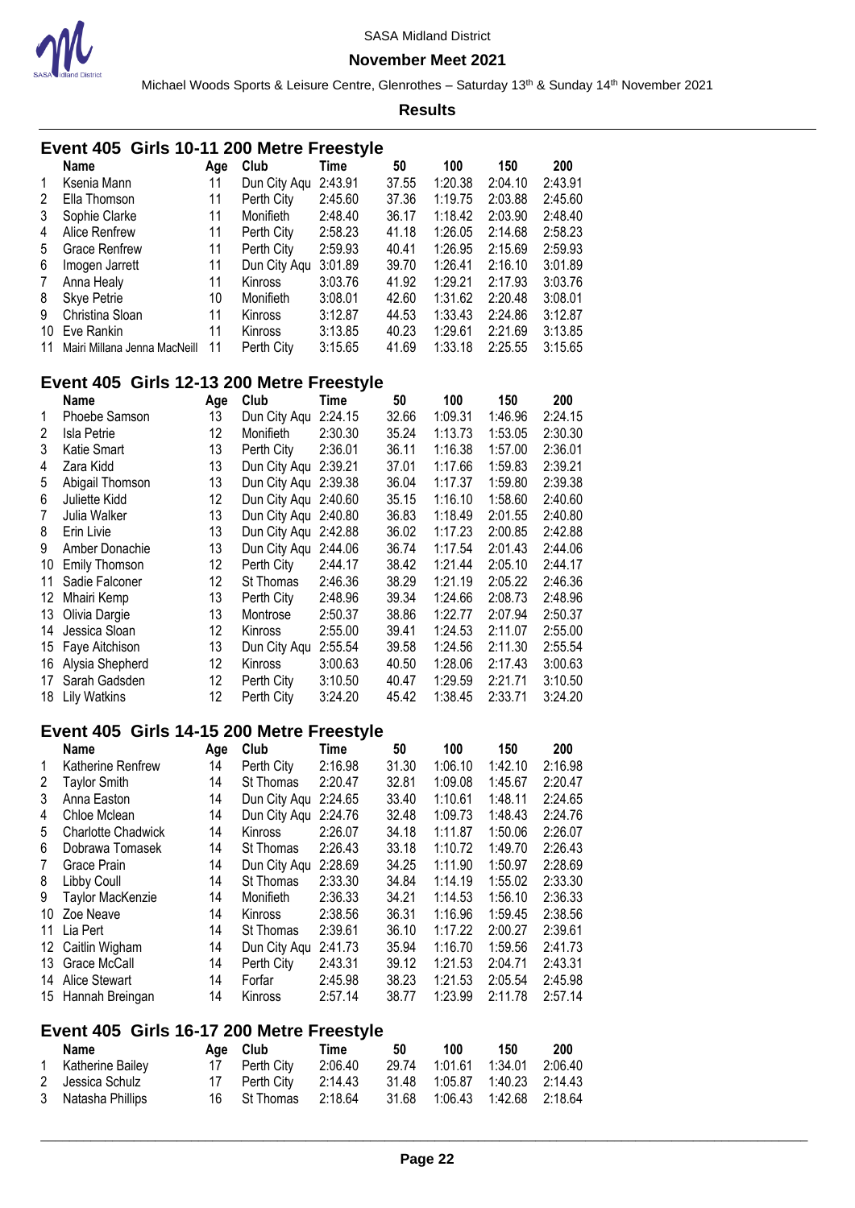SASA Midland District

**November Meet 2021**

Michael Woods Sports & Leisure Centre, Glenrothes – Saturday 13th & Sunday 14th November 2021

**Results**

## Event 405 Girls 10-11 200 Metre Freestyle

| | Name | Age | Club | Time | 50 | 100 | 150 | 200 |
|---|---|---|---|---|---|---|---|---|
| 1 | Ksenia Mann | 11 | Dun City Aqu | 2:43.91 | 37.55 | 1:20.38 | 2:04.10 | 2:43.91 |
| 2 | Ella Thomson | 11 | Perth City | 2:45.60 | 37.36 | 1:19.75 | 2:03.88 | 2:45.60 |
| 3 | Sophie Clarke | 11 | Monifieth | 2:48.40 | 36.17 | 1:18.42 | 2:03.90 | 2:48.40 |
| 4 | Alice Renfrew | 11 | Perth City | 2:58.23 | 41.18 | 1:26.05 | 2:14.68 | 2:58.23 |
| 5 | Grace Renfrew | 11 | Perth City | 2:59.93 | 40.41 | 1:26.95 | 2:15.69 | 2:59.93 |
| 6 | Imogen Jarrett | 11 | Dun City Aqu | 3:01.89 | 39.70 | 1:26.41 | 2:16.10 | 3:01.89 |
| 7 | Anna Healy | 11 | Kinross | 3:03.76 | 41.92 | 1:29.21 | 2:17.93 | 3:03.76 |
| 8 | Skye Petrie | 10 | Monifieth | 3:08.01 | 42.60 | 1:31.62 | 2:20.48 | 3:08.01 |
| 9 | Christina Sloan | 11 | Kinross | 3:12.87 | 44.53 | 1:33.43 | 2:24.86 | 3:12.87 |
| 10 | Eve Rankin | 11 | Kinross | 3:13.85 | 40.23 | 1:29.61 | 2:21.69 | 3:13.85 |
| 11 | Mairi Millana Jenna MacNeill | 11 | Perth City | 3:15.65 | 41.69 | 1:33.18 | 2:25.55 | 3:15.65 |

## Event 405 Girls 12-13 200 Metre Freestyle

| | Name | Age | Club | Time | 50 | 100 | 150 | 200 |
|---|---|---|---|---|---|---|---|---|
| 1 | Phoebe Samson | 13 | Dun City Aqu | 2:24.15 | 32.66 | 1:09.31 | 1:46.96 | 2:24.15 |
| 2 | Isla Petrie | 12 | Monifieth | 2:30.30 | 35.24 | 1:13.73 | 1:53.05 | 2:30.30 |
| 3 | Katie Smart | 13 | Perth City | 2:36.01 | 36.11 | 1:16.38 | 1:57.00 | 2:36.01 |
| 4 | Zara Kidd | 13 | Dun City Aqu | 2:39.21 | 37.01 | 1:17.66 | 1:59.83 | 2:39.21 |
| 5 | Abigail Thomson | 13 | Dun City Aqu | 2:39.38 | 36.04 | 1:17.37 | 1:59.80 | 2:39.38 |
| 6 | Juliette Kidd | 12 | Dun City Aqu | 2:40.60 | 35.15 | 1:16.10 | 1:58.60 | 2:40.60 |
| 7 | Julia Walker | 13 | Dun City Aqu | 2:40.80 | 36.83 | 1:18.49 | 2:01.55 | 2:40.80 |
| 8 | Erin Livie | 13 | Dun City Aqu | 2:42.88 | 36.02 | 1:17.23 | 2:00.85 | 2:42.88 |
| 9 | Amber Donachie | 13 | Dun City Aqu | 2:44.06 | 36.74 | 1:17.54 | 2:01.43 | 2:44.06 |
| 10 | Emily Thomson | 12 | Perth City | 2:44.17 | 38.42 | 1:21.44 | 2:05.10 | 2:44.17 |
| 11 | Sadie Falconer | 12 | St Thomas | 2:46.36 | 38.29 | 1:21.19 | 2:05.22 | 2:46.36 |
| 12 | Mhairi Kemp | 13 | Perth City | 2:48.96 | 39.34 | 1:24.66 | 2:08.73 | 2:48.96 |
| 13 | Olivia Dargie | 13 | Montrose | 2:50.37 | 38.86 | 1:22.77 | 2:07.94 | 2:50.37 |
| 14 | Jessica Sloan | 12 | Kinross | 2:55.00 | 39.41 | 1:24.53 | 2:11.07 | 2:55.00 |
| 15 | Faye Aitchison | 13 | Dun City Aqu | 2:55.54 | 39.58 | 1:24.56 | 2:11.30 | 2:55.54 |
| 16 | Alysia Shepherd | 12 | Kinross | 3:00.63 | 40.50 | 1:28.06 | 2:17.43 | 3:00.63 |
| 17 | Sarah Gadsden | 12 | Perth City | 3:10.50 | 40.47 | 1:29.59 | 2:21.71 | 3:10.50 |
| 18 | Lily Watkins | 12 | Perth City | 3:24.20 | 45.42 | 1:38.45 | 2:33.71 | 3:24.20 |

## Event 405 Girls 14-15 200 Metre Freestyle

| | Name | Age | Club | Time | 50 | 100 | 150 | 200 |
|---|---|---|---|---|---|---|---|---|
| 1 | Katherine Renfrew | 14 | Perth City | 2:16.98 | 31.30 | 1:06.10 | 1:42.10 | 2:16.98 |
| 2 | Taylor Smith | 14 | St Thomas | 2:20.47 | 32.81 | 1:09.08 | 1:45.67 | 2:20.47 |
| 3 | Anna Easton | 14 | Dun City Aqu | 2:24.65 | 33.40 | 1:10.61 | 1:48.11 | 2:24.65 |
| 4 | Chloe Mclean | 14 | Dun City Aqu | 2:24.76 | 32.48 | 1:09.73 | 1:48.43 | 2:24.76 |
| 5 | Charlotte Chadwick | 14 | Kinross | 2:26.07 | 34.18 | 1:11.87 | 1:50.06 | 2:26.07 |
| 6 | Dobrawa Tomasek | 14 | St Thomas | 2:26.43 | 33.18 | 1:10.72 | 1:49.70 | 2:26.43 |
| 7 | Grace Prain | 14 | Dun City Aqu | 2:28.69 | 34.25 | 1:11.90 | 1:50.97 | 2:28.69 |
| 8 | Libby Coull | 14 | St Thomas | 2:33.30 | 34.84 | 1:14.19 | 1:55.02 | 2:33.30 |
| 9 | Taylor MacKenzie | 14 | Monifieth | 2:36.33 | 34.21 | 1:14.53 | 1:56.10 | 2:36.33 |
| 10 | Zoe Neave | 14 | Kinross | 2:38.56 | 36.31 | 1:16.96 | 1:59.45 | 2:38.56 |
| 11 | Lia Pert | 14 | St Thomas | 2:39.61 | 36.10 | 1:17.22 | 2:00.27 | 2:39.61 |
| 12 | Caitlin Wigham | 14 | Dun City Aqu | 2:41.73 | 35.94 | 1:16.70 | 1:59.56 | 2:41.73 |
| 13 | Grace McCall | 14 | Perth City | 2:43.31 | 39.12 | 1:21.53 | 2:04.71 | 2:43.31 |
| 14 | Alice Stewart | 14 | Forfar | 2:45.98 | 38.23 | 1:21.53 | 2:05.54 | 2:45.98 |
| 15 | Hannah Breingan | 14 | Kinross | 2:57.14 | 38.77 | 1:23.99 | 2:11.78 | 2:57.14 |

## Event 405 Girls 16-17 200 Metre Freestyle

| | Name | Age | Club | Time | 50 | 100 | 150 | 200 |
|---|---|---|---|---|---|---|---|---|
| 1 | Katherine Bailey | 17 | Perth City | 2:06.40 | 29.74 | 1:01.61 | 1:34.01 | 2:06.40 |
| 2 | Jessica Schulz | 17 | Perth City | 2:14.43 | 31.48 | 1:05.87 | 1:40.23 | 2:14.43 |
| 3 | Natasha Phillips | 16 | St Thomas | 2:18.64 | 31.68 | 1:06.43 | 1:42.68 | 2:18.64 |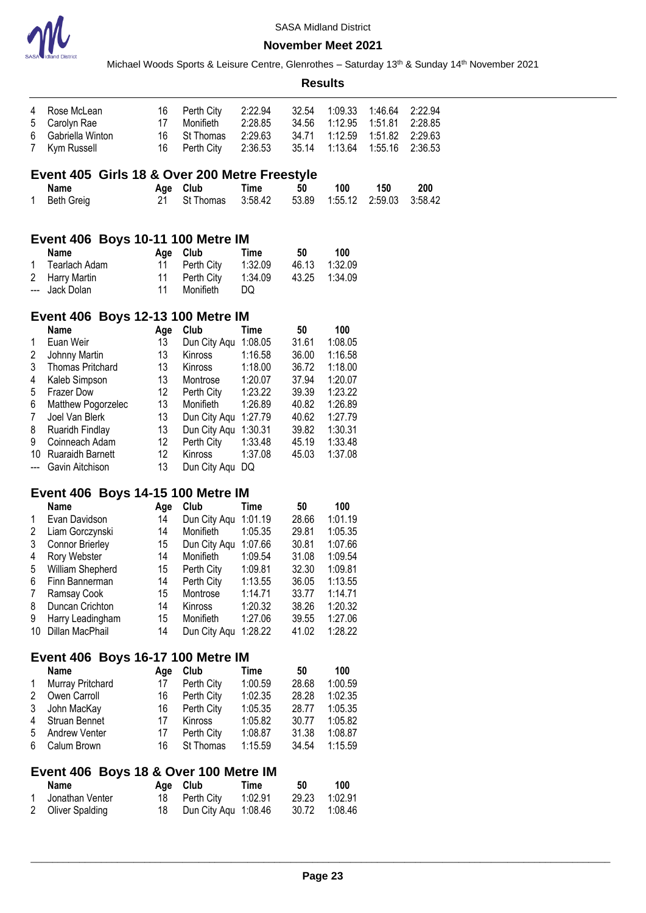SASA Midland District

**November Meet 2021**

Michael Woods Sports & Leisure Centre, Glenrothes – Saturday 13th & Sunday 14th November 2021

**Results**

| | | | | | | | | |
|---|---|---|---|---|---|---|---|---|
| 4 | Rose McLean | 16 | Perth City | 2:22.94 | 32.54 | 1:09.33 | 1:46.64 | 2:22.94 |
| 5 | Carolyn Rae | 17 | Monifieth | 2:28.85 | 34.56 | 1:12.95 | 1:51.81 | 2:28.85 |
| 6 | Gabriella Winton | 16 | St Thomas | 2:29.63 | 34.71 | 1:12.59 | 1:51.82 | 2:29.63 |
| 7 | Kym Russell | 16 | Perth City | 2:36.53 | 35.14 | 1:13.64 | 1:55.16 | 2:36.53 |

## Event 405 Girls 18 & Over 200 Metre Freestyle

| | Name | Age | Club | Time | 50 | 100 | 150 | 200 |
|---|---|---|---|---|---|---|---|---|
| 1 | Beth Greig | 21 | St Thomas | 3:58.42 | 53.89 | 1:55.12 | 2:59.03 | 3:58.42 |

## Event 406 Boys 10-11 100 Metre IM

| | Name | Age | Club | Time | 50 | 100 |
|---|---|---|---|---|---|---|
| 1 | Tearlach Adam | 11 | Perth City | 1:32.09 | 46.13 | 1:32.09 |
| 2 | Harry Martin | 11 | Perth City | 1:34.09 | 43.25 | 1:34.09 |
| --- | Jack Dolan | 11 | Monifieth | DQ | | |

## Event 406 Boys 12-13 100 Metre IM

| | Name | Age | Club | Time | 50 | 100 |
|---|---|---|---|---|---|---|
| 1 | Euan Weir | 13 | Dun City Aqu | 1:08.05 | 31.61 | 1:08.05 |
| 2 | Johnny Martin | 13 | Kinross | 1:16.58 | 36.00 | 1:16.58 |
| 3 | Thomas Pritchard | 13 | Kinross | 1:18.00 | 36.72 | 1:18.00 |
| 4 | Kaleb Simpson | 13 | Montrose | 1:20.07 | 37.94 | 1:20.07 |
| 5 | Frazer Dow | 12 | Perth City | 1:23.22 | 39.39 | 1:23.22 |
| 6 | Matthew Pogorzelec | 13 | Monifieth | 1:26.89 | 40.82 | 1:26.89 |
| 7 | Joel Van Blerk | 13 | Dun City Aqu | 1:27.79 | 40.62 | 1:27.79 |
| 8 | Ruaridh Findlay | 13 | Dun City Aqu | 1:30.31 | 39.82 | 1:30.31 |
| 9 | Coinneach Adam | 12 | Perth City | 1:33.48 | 45.19 | 1:33.48 |
| 10 | Ruaraidh Barnett | 12 | Kinross | 1:37.08 | 45.03 | 1:37.08 |
| --- | Gavin Aitchison | 13 | Dun City Aqu | DQ | | |

## Event 406 Boys 14-15 100 Metre IM

| | Name | Age | Club | Time | 50 | 100 |
|---|---|---|---|---|---|---|
| 1 | Evan Davidson | 14 | Dun City Aqu | 1:01.19 | 28.66 | 1:01.19 |
| 2 | Liam Gorczynski | 14 | Monifieth | 1:05.35 | 29.81 | 1:05.35 |
| 3 | Connor Brierley | 15 | Dun City Aqu | 1:07.66 | 30.81 | 1:07.66 |
| 4 | Rory Webster | 14 | Monifieth | 1:09.54 | 31.08 | 1:09.54 |
| 5 | William Shepherd | 15 | Perth City | 1:09.81 | 32.30 | 1:09.81 |
| 6 | Finn Bannerman | 14 | Perth City | 1:13.55 | 36.05 | 1:13.55 |
| 7 | Ramsay Cook | 15 | Montrose | 1:14.71 | 33.77 | 1:14.71 |
| 8 | Duncan Crichton | 14 | Kinross | 1:20.32 | 38.26 | 1:20.32 |
| 9 | Harry Leadingham | 15 | Monifieth | 1:27.06 | 39.55 | 1:27.06 |
| 10 | Dillan MacPhail | 14 | Dun City Aqu | 1:28.22 | 41.02 | 1:28.22 |

## Event 406 Boys 16-17 100 Metre IM

| | Name | Age | Club | Time | 50 | 100 |
|---|---|---|---|---|---|---|
| 1 | Murray Pritchard | 17 | Perth City | 1:00.59 | 28.68 | 1:00.59 |
| 2 | Owen Carroll | 16 | Perth City | 1:02.35 | 28.28 | 1:02.35 |
| 3 | John MacKay | 16 | Perth City | 1:05.35 | 28.77 | 1:05.35 |
| 4 | Struan Bennet | 17 | Kinross | 1:05.82 | 30.77 | 1:05.82 |
| 5 | Andrew Venter | 17 | Perth City | 1:08.87 | 31.38 | 1:08.87 |
| 6 | Calum Brown | 16 | St Thomas | 1:15.59 | 34.54 | 1:15.59 |

## Event 406 Boys 18 & Over 100 Metre IM

| | Name | Age | Club | Time | 50 | 100 |
|---|---|---|---|---|---|---|
| 1 | Jonathan Venter | 18 | Perth City | 1:02.91 | 29.23 | 1:02.91 |
| 2 | Oliver Spalding | 18 | Dun City Aqu | 1:08.46 | 30.72 | 1:08.46 |